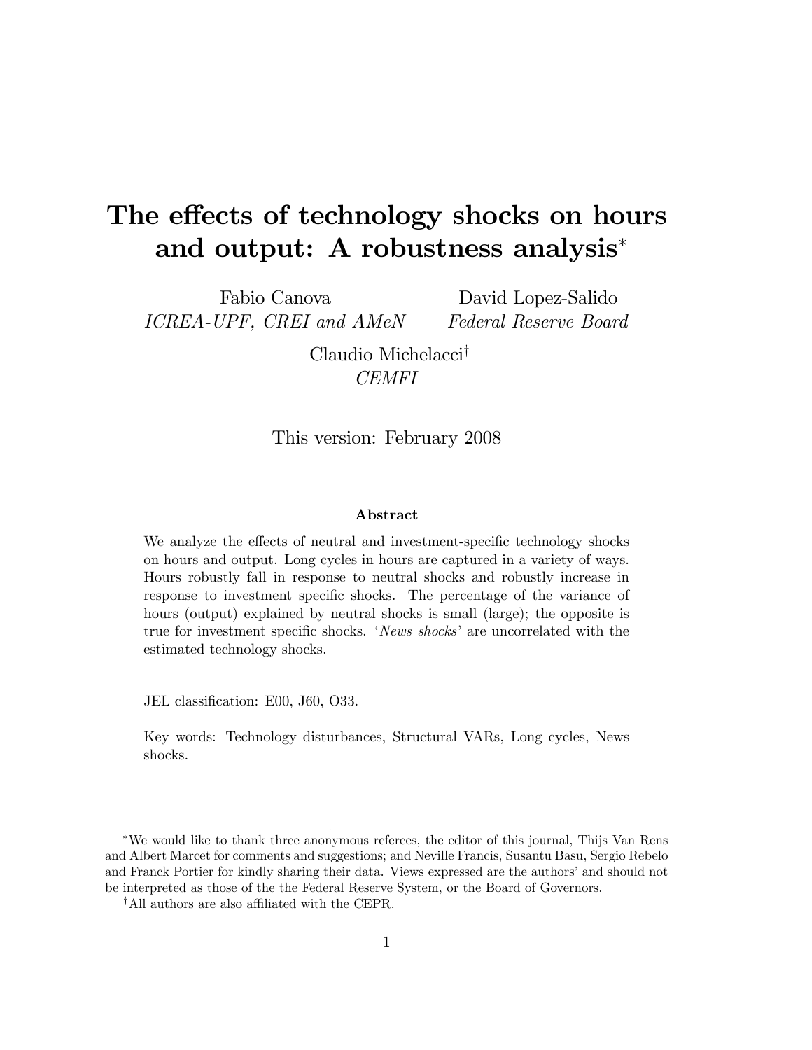# The effects of technology shocks on hours and output: A robustness analysis*

Fabio Canova
*ICREA-UPF, CREI and AMeN*

David Lopez-Salido
*Federal Reserve Board*

Claudio Michelacci[†]
*CEMFI*

This version: February 2008

### Abstract

We analyze the effects of neutral and investment-specific technology shocks on hours and output. Long cycles in hours are captured in a variety of ways. Hours robustly fall in response to neutral shocks and robustly increase in response to investment specific shocks. The percentage of the variance of hours (output) explained by neutral shocks is small (large); the opposite is true for investment specific shocks. '*News shocks*' are uncorrelated with the estimated technology shocks.

JEL classification: E00, J60, O33.

Key words: Technology disturbances, Structural VARs, Long cycles, News shocks.

---

*We would like to thank three anonymous referees, the editor of this journal, Thijs Van Rens and Albert Marcet for comments and suggestions; and Neville Francis, Susantu Basu, Sergio Rebelo and Franck Portier for kindly sharing their data. Views expressed are the authors' and should not be interpreted as those of the the Federal Reserve System, or the Board of Governors.

[†]All authors are also affiliated with the CEPR.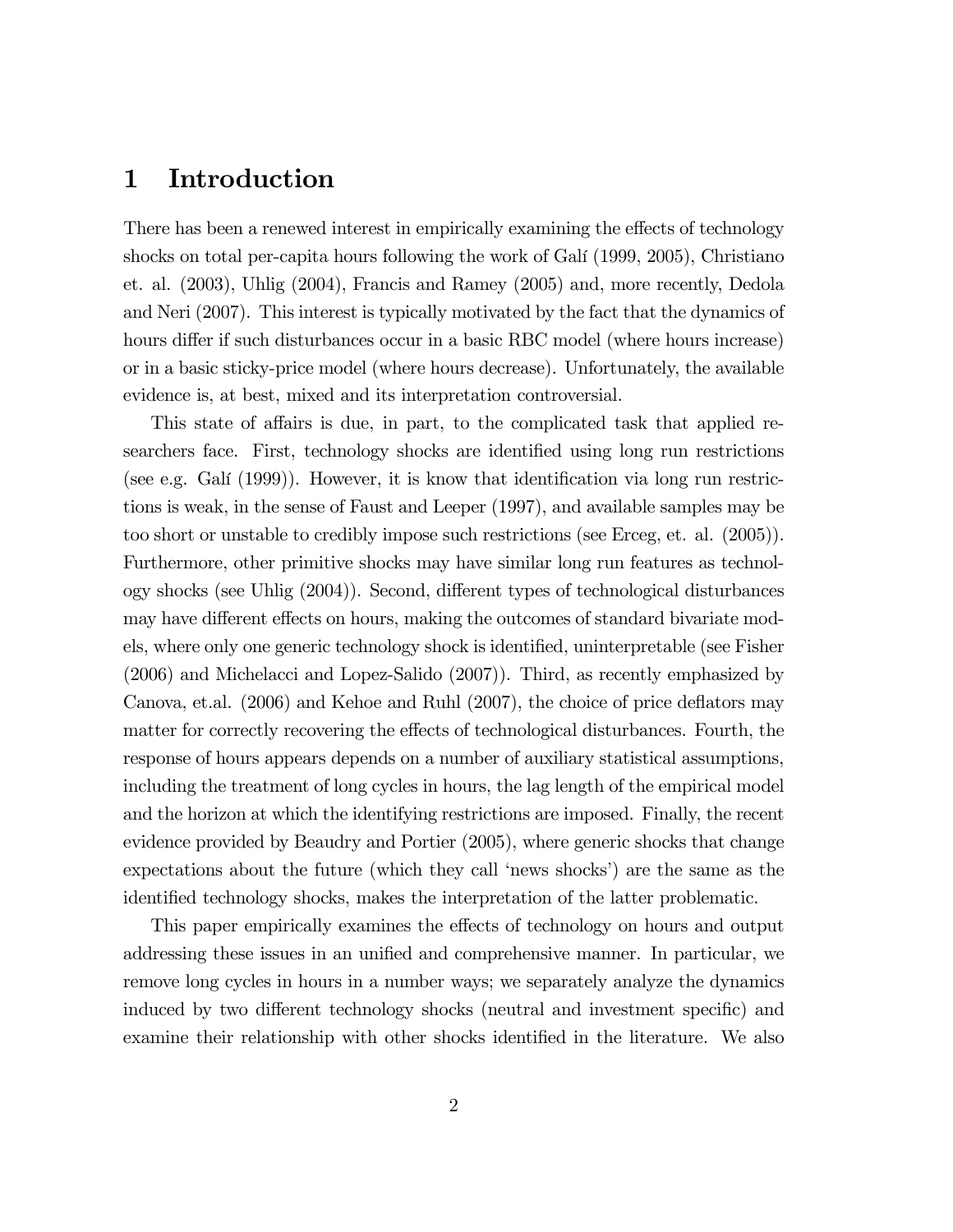# 1 Introduction

There has been a renewed interest in empirically examining the effects of technology shocks on total per-capita hours following the work of Galí (1999, 2005), Christiano et. al. (2003), Uhlig (2004), Francis and Ramey (2005) and, more recently, Dedola and Neri (2007). This interest is typically motivated by the fact that the dynamics of hours differ if such disturbances occur in a basic RBC model (where hours increase) or in a basic sticky-price model (where hours decrease). Unfortunately, the available evidence is, at best, mixed and its interpretation controversial.

This state of affairs is due, in part, to the complicated task that applied researchers face. First, technology shocks are identified using long run restrictions (see e.g. Galí (1999)). However, it is know that identification via long run restrictions is weak, in the sense of Faust and Leeper (1997), and available samples may be too short or unstable to credibly impose such restrictions (see Erceg, et. al. (2005)). Furthermore, other primitive shocks may have similar long run features as technology shocks (see Uhlig (2004)). Second, different types of technological disturbances may have different effects on hours, making the outcomes of standard bivariate models, where only one generic technology shock is identified, uninterpretable (see Fisher (2006) and Michelacci and Lopez-Salido (2007)). Third, as recently emphasized by Canova, et.al. (2006) and Kehoe and Ruhl (2007), the choice of price deflators may matter for correctly recovering the effects of technological disturbances. Fourth, the response of hours appears depends on a number of auxiliary statistical assumptions, including the treatment of long cycles in hours, the lag length of the empirical model and the horizon at which the identifying restrictions are imposed. Finally, the recent evidence provided by Beaudry and Portier (2005), where generic shocks that change expectations about the future (which they call 'news shocks') are the same as the identified technology shocks, makes the interpretation of the latter problematic.

This paper empirically examines the effects of technology on hours and output addressing these issues in an unified and comprehensive manner. In particular, we remove long cycles in hours in a number ways; we separately analyze the dynamics induced by two different technology shocks (neutral and investment specific) and examine their relationship with other shocks identified in the literature. We also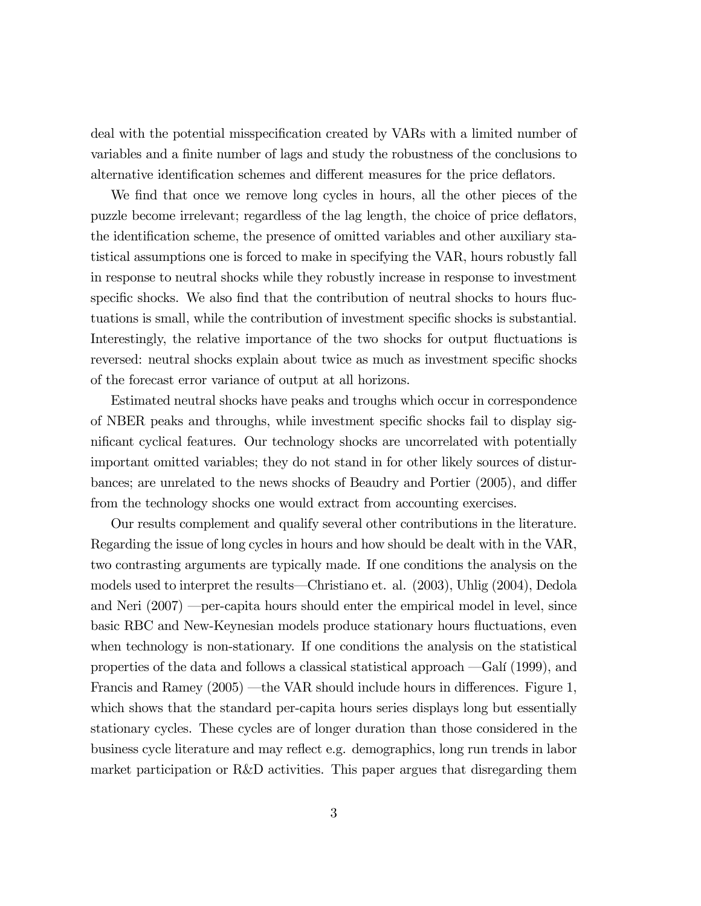deal with the potential misspecification created by VARs with a limited number of variables and a finite number of lags and study the robustness of the conclusions to alternative identification schemes and different measures for the price deflators.

We find that once we remove long cycles in hours, all the other pieces of the puzzle become irrelevant; regardless of the lag length, the choice of price deflators, the identification scheme, the presence of omitted variables and other auxiliary statistical assumptions one is forced to make in specifying the VAR, hours robustly fall in response to neutral shocks while they robustly increase in response to investment specific shocks. We also find that the contribution of neutral shocks to hours fluctuations is small, while the contribution of investment specific shocks is substantial. Interestingly, the relative importance of the two shocks for output fluctuations is reversed: neutral shocks explain about twice as much as investment specific shocks of the forecast error variance of output at all horizons.

Estimated neutral shocks have peaks and troughs which occur in correspondence of NBER peaks and throughs, while investment specific shocks fail to display significant cyclical features. Our technology shocks are uncorrelated with potentially important omitted variables; they do not stand in for other likely sources of disturbances; are unrelated to the news shocks of Beaudry and Portier (2005), and differ from the technology shocks one would extract from accounting exercises.

Our results complement and qualify several other contributions in the literature. Regarding the issue of long cycles in hours and how should be dealt with in the VAR, two contrasting arguments are typically made. If one conditions the analysis on the models used to interpret the results—Christiano et. al. (2003), Uhlig (2004), Dedola and Neri (2007) —per-capita hours should enter the empirical model in level, since basic RBC and New-Keynesian models produce stationary hours fluctuations, even when technology is non-stationary. If one conditions the analysis on the statistical properties of the data and follows a classical statistical approach —Galí (1999), and Francis and Ramey (2005) —the VAR should include hours in differences. Figure 1, which shows that the standard per-capita hours series displays long but essentially stationary cycles. These cycles are of longer duration than those considered in the business cycle literature and may reflect e.g. demographics, long run trends in labor market participation or R&D activities. This paper argues that disregarding them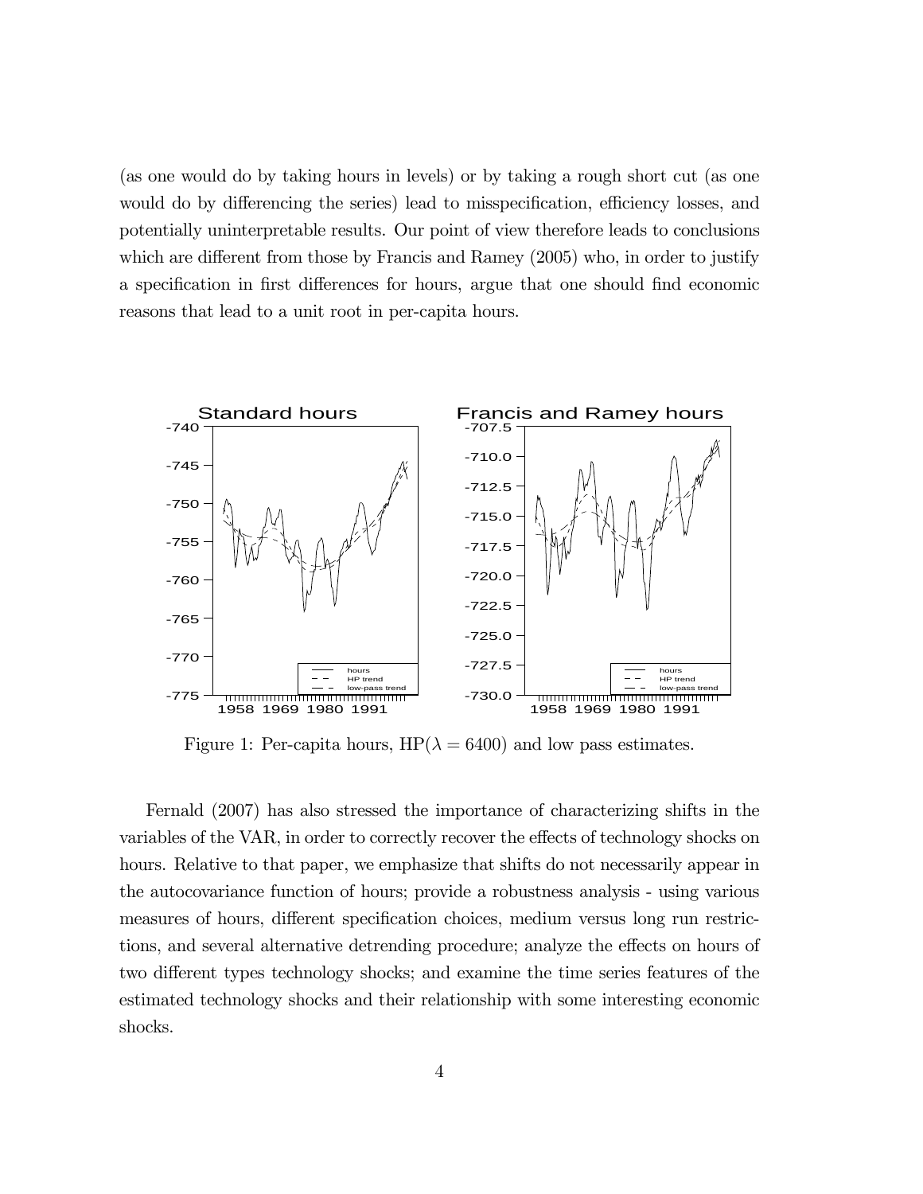(as one would do by taking hours in levels) or by taking a rough short cut (as one would do by differencing the series) lead to misspecification, efficiency losses, and potentially uninterpretable results. Our point of view therefore leads to conclusions which are different from those by Francis and Ramey (2005) who, in order to justify a specification in first differences for hours, argue that one should find economic reasons that lead to a unit root in per-capita hours.

Figure 1: Per-capita hours, HP($\lambda = 6400$) and low pass estimates.

Fernald (2007) has also stressed the importance of characterizing shifts in the variables of the VAR, in order to correctly recover the effects of technology shocks on hours. Relative to that paper, we emphasize that shifts do not necessarily appear in the autocovariance function of hours; provide a robustness analysis - using various measures of hours, different specification choices, medium versus long run restrictions, and several alternative detrending procedure; analyze the effects on hours of two different types technology shocks; and examine the time series features of the estimated technology shocks and their relationship with some interesting economic shocks.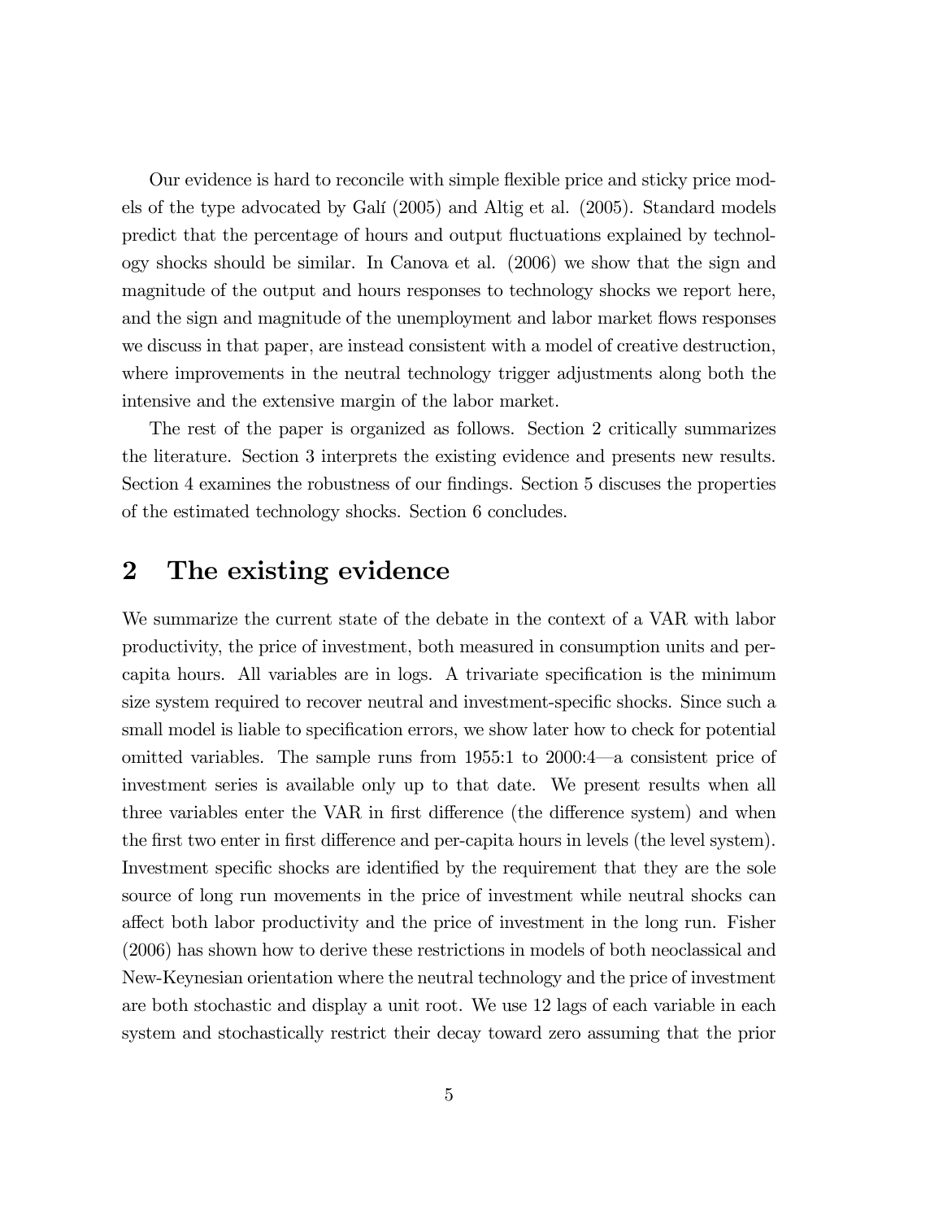Our evidence is hard to reconcile with simple flexible price and sticky price models of the type advocated by Galí (2005) and Altig et al. (2005). Standard models predict that the percentage of hours and output fluctuations explained by technology shocks should be similar. In Canova et al. (2006) we show that the sign and magnitude of the output and hours responses to technology shocks we report here, and the sign and magnitude of the unemployment and labor market flows responses we discuss in that paper, are instead consistent with a model of creative destruction, where improvements in the neutral technology trigger adjustments along both the intensive and the extensive margin of the labor market.

The rest of the paper is organized as follows. Section 2 critically summarizes the literature. Section 3 interprets the existing evidence and presents new results. Section 4 examines the robustness of our findings. Section 5 discuses the properties of the estimated technology shocks. Section 6 concludes.

## 2 The existing evidence

We summarize the current state of the debate in the context of a VAR with labor productivity, the price of investment, both measured in consumption units and per-capita hours. All variables are in logs. A trivariate specification is the minimum size system required to recover neutral and investment-specific shocks. Since such a small model is liable to specification errors, we show later how to check for potential omitted variables. The sample runs from 1955:1 to 2000:4—a consistent price of investment series is available only up to that date. We present results when all three variables enter the VAR in first difference (the difference system) and when the first two enter in first difference and per-capita hours in levels (the level system). Investment specific shocks are identified by the requirement that they are the sole source of long run movements in the price of investment while neutral shocks can affect both labor productivity and the price of investment in the long run. Fisher (2006) has shown how to derive these restrictions in models of both neoclassical and New-Keynesian orientation where the neutral technology and the price of investment are both stochastic and display a unit root. We use 12 lags of each variable in each system and stochastically restrict their decay toward zero assuming that the prior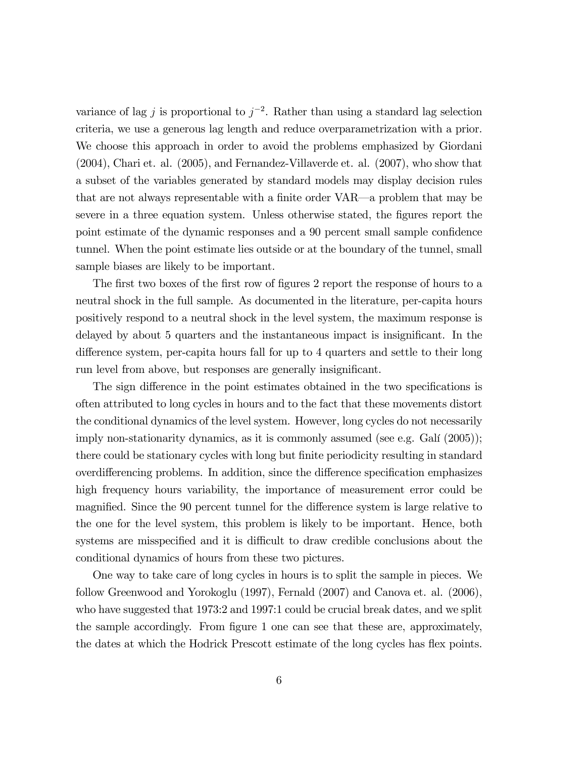variance of lag $j$ is proportional to $j^{-2}$. Rather than using a standard lag selection criteria, we use a generous lag length and reduce overparametrization with a prior. We choose this approach in order to avoid the problems emphasized by Giordani (2004), Chari et. al. (2005), and Fernandez-Villaverde et. al. (2007), who show that a subset of the variables generated by standard models may display decision rules that are not always representable with a finite order VAR—a problem that may be severe in a three equation system. Unless otherwise stated, the figures report the point estimate of the dynamic responses and a 90 percent small sample confidence tunnel. When the point estimate lies outside or at the boundary of the tunnel, small sample biases are likely to be important.

The first two boxes of the first row of figures 2 report the response of hours to a neutral shock in the full sample. As documented in the literature, per-capita hours positively respond to a neutral shock in the level system, the maximum response is delayed by about 5 quarters and the instantaneous impact is insignificant. In the difference system, per-capita hours fall for up to 4 quarters and settle to their long run level from above, but responses are generally insignificant.

The sign difference in the point estimates obtained in the two specifications is often attributed to long cycles in hours and to the fact that these movements distort the conditional dynamics of the level system. However, long cycles do not necessarily imply non-stationarity dynamics, as it is commonly assumed (see e.g. Galí (2005)); there could be stationary cycles with long but finite periodicity resulting in standard overdifferencing problems. In addition, since the difference specification emphasizes high frequency hours variability, the importance of measurement error could be magnified. Since the 90 percent tunnel for the difference system is large relative to the one for the level system, this problem is likely to be important. Hence, both systems are misspecified and it is difficult to draw credible conclusions about the conditional dynamics of hours from these two pictures.

One way to take care of long cycles in hours is to split the sample in pieces. We follow Greenwood and Yorokoglu (1997), Fernald (2007) and Canova et. al. (2006), who have suggested that 1973:2 and 1997:1 could be crucial break dates, and we split the sample accordingly. From figure 1 one can see that these are, approximately, the dates at which the Hodrick Prescott estimate of the long cycles has flex points.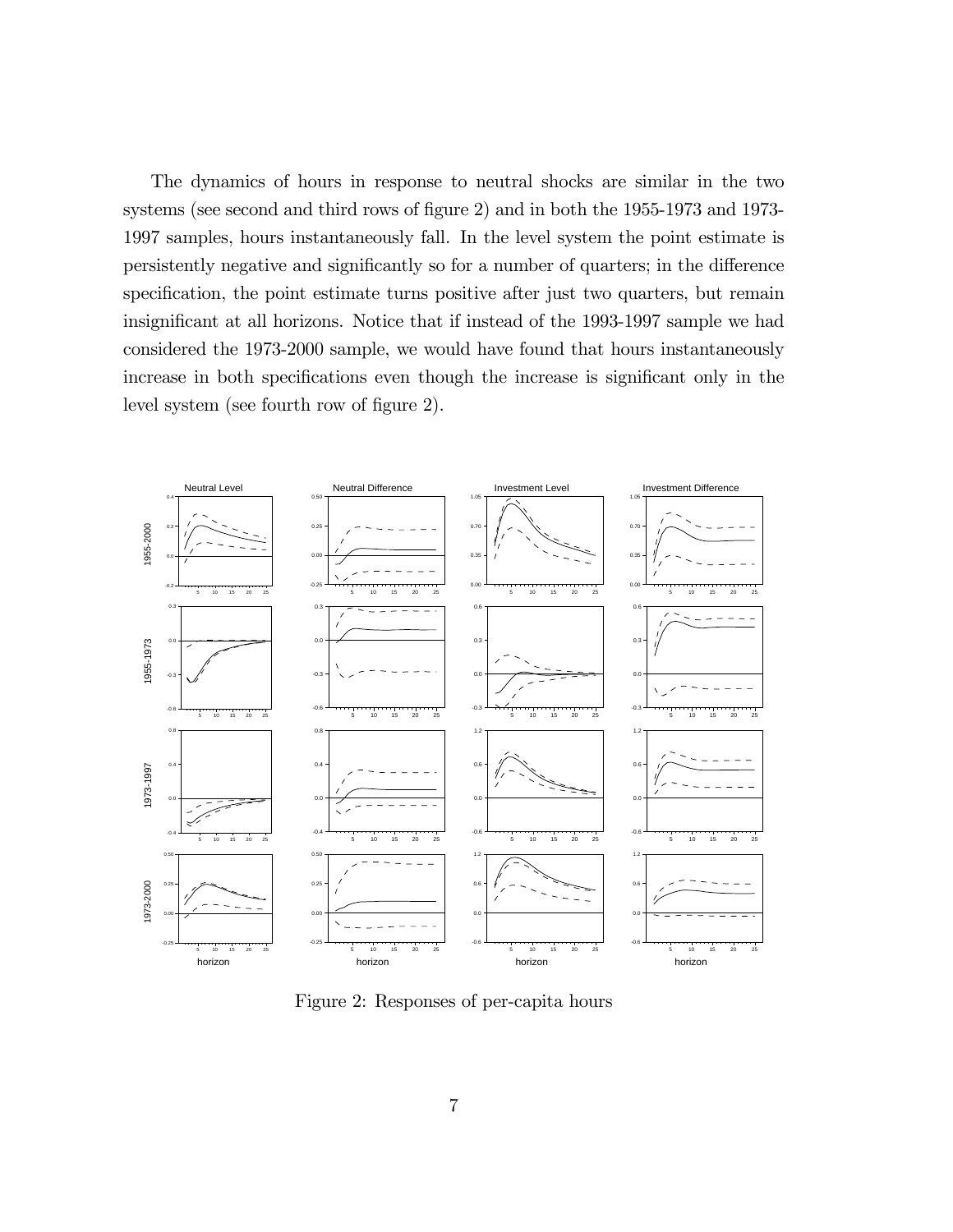The dynamics of hours in response to neutral shocks are similar in the two systems (see second and third rows of figure 2) and in both the 1955-1973 and 1973-1997 samples, hours instantaneously fall. In the level system the point estimate is persistently negative and significantly so for a number of quarters; in the difference specification, the point estimate turns positive after just two quarters, but remain insignificant at all horizons. Notice that if instead of the 1993-1997 sample we had considered the 1973-2000 sample, we would have found that hours instantaneously increase in both specifications even though the increase is significant only in the level system (see fourth row of figure 2).

Figure 2: Responses of per-capita hours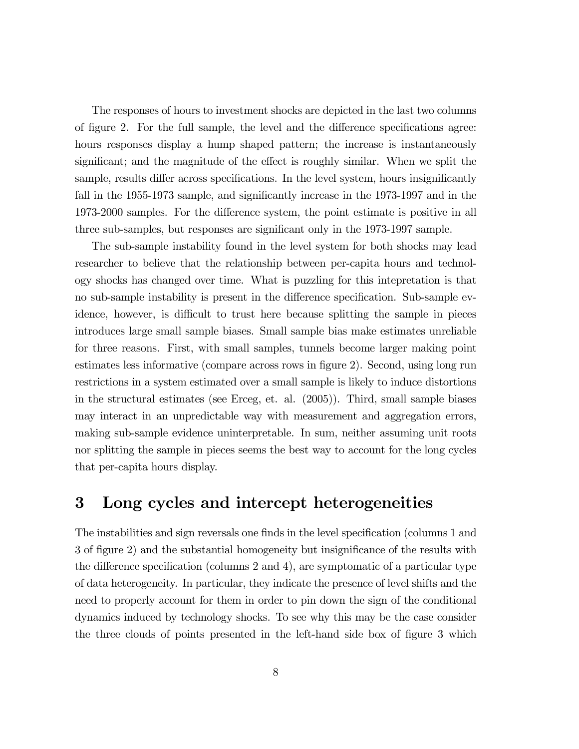The responses of hours to investment shocks are depicted in the last two columns of figure 2. For the full sample, the level and the difference specifications agree: hours responses display a hump shaped pattern; the increase is instantaneously significant; and the magnitude of the effect is roughly similar. When we split the sample, results differ across specifications. In the level system, hours insignificantly fall in the 1955-1973 sample, and significantly increase in the 1973-1997 and in the 1973-2000 samples. For the difference system, the point estimate is positive in all three sub-samples, but responses are significant only in the 1973-1997 sample.

The sub-sample instability found in the level system for both shocks may lead researcher to believe that the relationship between per-capita hours and technology shocks has changed over time. What is puzzling for this intepretation is that no sub-sample instability is present in the difference specification. Sub-sample evidence, however, is difficult to trust here because splitting the sample in pieces introduces large small sample biases. Small sample bias make estimates unreliable for three reasons. First, with small samples, tunnels become larger making point estimates less informative (compare across rows in figure 2). Second, using long run restrictions in a system estimated over a small sample is likely to induce distortions in the structural estimates (see Erceg, et. al. (2005)). Third, small sample biases may interact in an unpredictable way with measurement and aggregation errors, making sub-sample evidence uninterpretable. In sum, neither assuming unit roots nor splitting the sample in pieces seems the best way to account for the long cycles that per-capita hours display.

# 3 Long cycles and intercept heterogeneities

The instabilities and sign reversals one finds in the level specification (columns 1 and 3 of figure 2) and the substantial homogeneity but insignificance of the results with the difference specification (columns 2 and 4), are symptomatic of a particular type of data heterogeneity. In particular, they indicate the presence of level shifts and the need to properly account for them in order to pin down the sign of the conditional dynamics induced by technology shocks. To see why this may be the case consider the three clouds of points presented in the left-hand side box of figure 3 which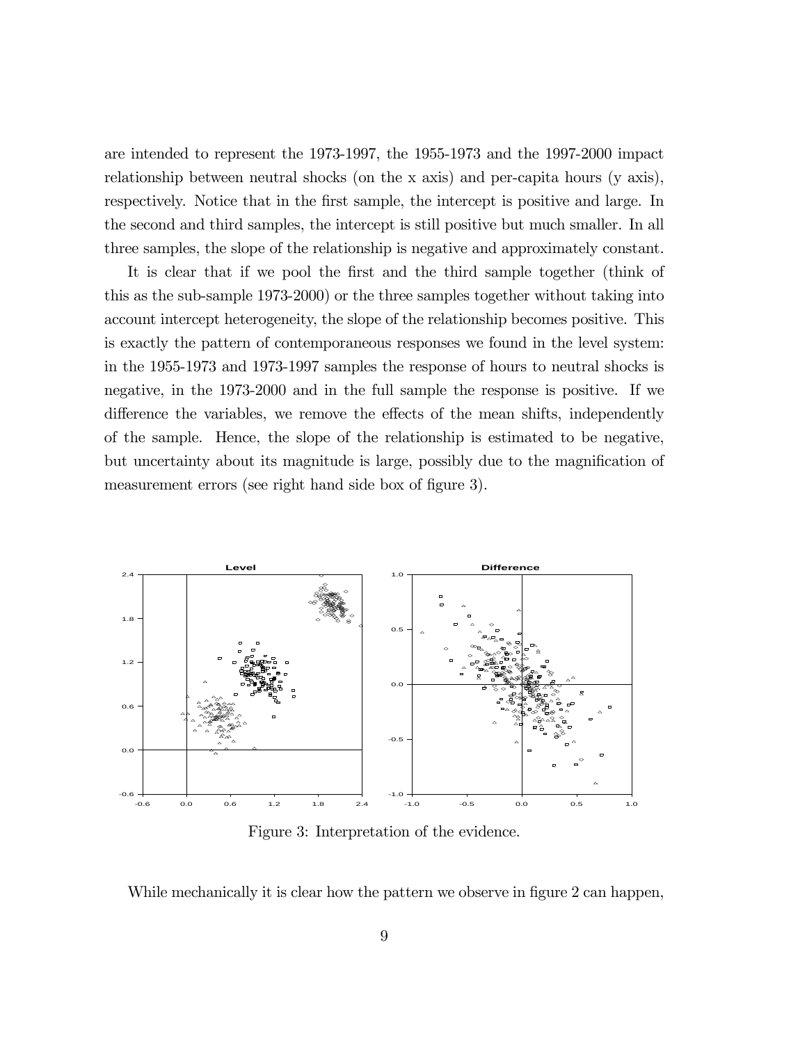are intended to represent the 1973-1997, the 1955-1973 and the 1997-2000 impact relationship between neutral shocks (on the x axis) and per-capita hours (y axis), respectively. Notice that in the first sample, the intercept is positive and large. In the second and third samples, the intercept is still positive but much smaller. In all three samples, the slope of the relationship is negative and approximately constant.

It is clear that if we pool the first and the third sample together (think of this as the sub-sample 1973-2000) or the three samples together without taking into account intercept heterogeneity, the slope of the relationship becomes positive. This is exactly the pattern of contemporaneous responses we found in the level system: in the 1955-1973 and 1973-1997 samples the response of hours to neutral shocks is negative, in the 1973-2000 and in the full sample the response is positive. If we difference the variables, we remove the effects of the mean shifts, independently of the sample. Hence, the slope of the relationship is estimated to be negative, but uncertainty about its magnitude is large, possibly due to the magnification of measurement errors (see right hand side box of figure 3).

Figure 3: Interpretation of the evidence.

While mechanically it is clear how the pattern we observe in figure 2 can happen,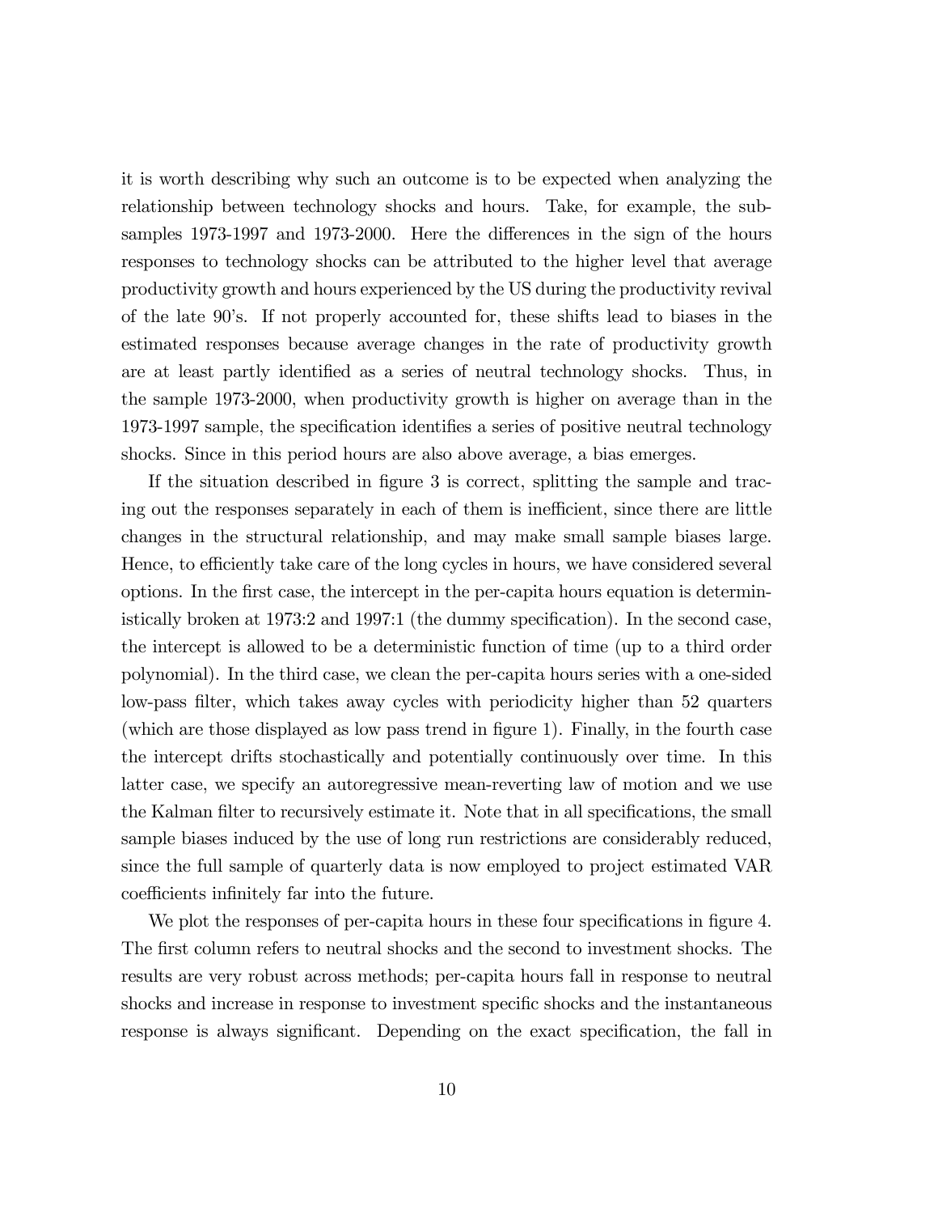it is worth describing why such an outcome is to be expected when analyzing the relationship between technology shocks and hours. Take, for example, the subsamples 1973-1997 and 1973-2000. Here the differences in the sign of the hours responses to technology shocks can be attributed to the higher level that average productivity growth and hours experienced by the US during the productivity revival of the late 90's. If not properly accounted for, these shifts lead to biases in the estimated responses because average changes in the rate of productivity growth are at least partly identified as a series of neutral technology shocks. Thus, in the sample 1973-2000, when productivity growth is higher on average than in the 1973-1997 sample, the specification identifies a series of positive neutral technology shocks. Since in this period hours are also above average, a bias emerges.

If the situation described in figure 3 is correct, splitting the sample and tracing out the responses separately in each of them is inefficient, since there are little changes in the structural relationship, and may make small sample biases large. Hence, to efficiently take care of the long cycles in hours, we have considered several options. In the first case, the intercept in the per-capita hours equation is deterministically broken at 1973:2 and 1997:1 (the dummy specification). In the second case, the intercept is allowed to be a deterministic function of time (up to a third order polynomial). In the third case, we clean the per-capita hours series with a one-sided low-pass filter, which takes away cycles with periodicity higher than 52 quarters (which are those displayed as low pass trend in figure 1). Finally, in the fourth case the intercept drifts stochastically and potentially continuously over time. In this latter case, we specify an autoregressive mean-reverting law of motion and we use the Kalman filter to recursively estimate it. Note that in all specifications, the small sample biases induced by the use of long run restrictions are considerably reduced, since the full sample of quarterly data is now employed to project estimated VAR coefficients infinitely far into the future.

We plot the responses of per-capita hours in these four specifications in figure 4. The first column refers to neutral shocks and the second to investment shocks. The results are very robust across methods; per-capita hours fall in response to neutral shocks and increase in response to investment specific shocks and the instantaneous response is always significant. Depending on the exact specification, the fall in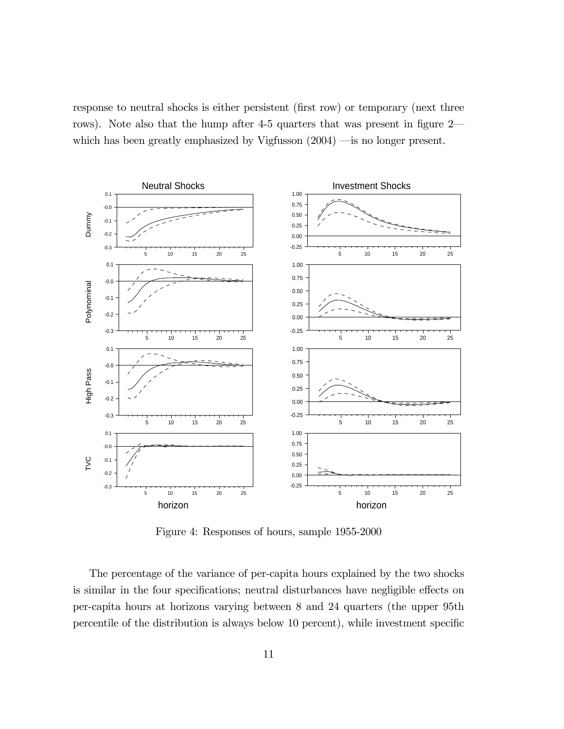response to neutral shocks is either persistent (first row) or temporary (next three rows). Note also that the hump after 4-5 quarters that was present in figure 2—which has been greatly emphasized by Vigfusson (2004) —is no longer present.

Figure 4: Responses of hours, sample 1955-2000

The percentage of the variance of per-capita hours explained by the two shocks is similar in the four specifications; neutral disturbances have negligible effects on per-capita hours at horizons varying between 8 and 24 quarters (the upper 95th percentile of the distribution is always below 10 percent), while investment specific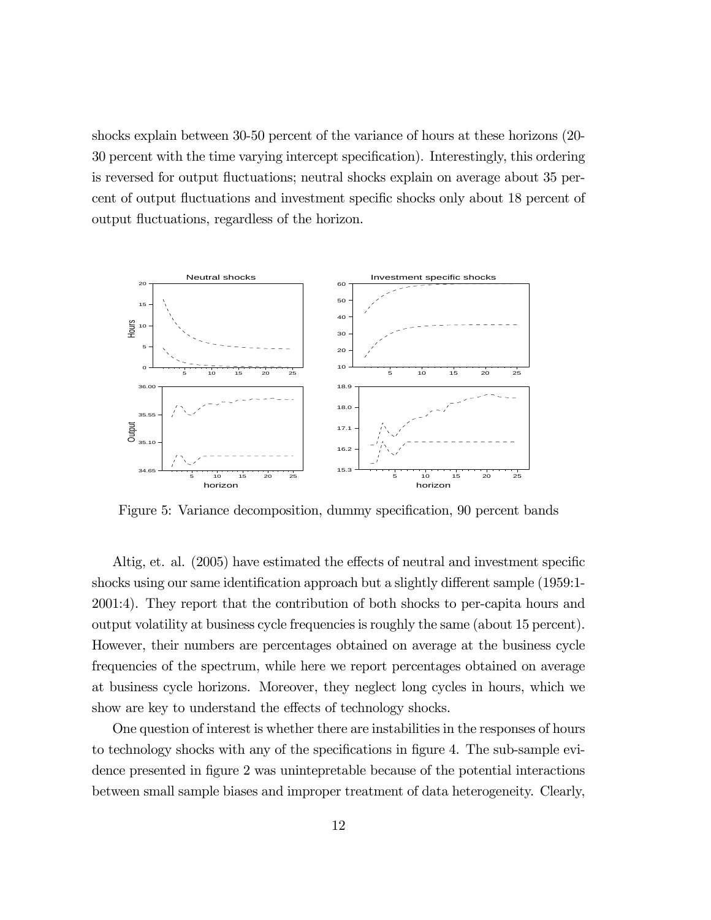shocks explain between 30-50 percent of the variance of hours at these horizons (20-30 percent with the time varying intercept specification). Interestingly, this ordering is reversed for output fluctuations; neutral shocks explain on average about 35 percent of output fluctuations and investment specific shocks only about 18 percent of output fluctuations, regardless of the horizon.

Figure 5: Variance decomposition, dummy specification, 90 percent bands

Altig, et. al. (2005) have estimated the effects of neutral and investment specific shocks using our same identification approach but a slightly different sample (1959:1-2001:4). They report that the contribution of both shocks to per-capita hours and output volatility at business cycle frequencies is roughly the same (about 15 percent). However, their numbers are percentages obtained on average at the business cycle frequencies of the spectrum, while here we report percentages obtained on average at business cycle horizons. Moreover, they neglect long cycles in hours, which we show are key to understand the effects of technology shocks.

One question of interest is whether there are instabilities in the responses of hours to technology shocks with any of the specifications in figure 4. The sub-sample evidence presented in figure 2 was unintepretable because of the potential interactions between small sample biases and improper treatment of data heterogeneity. Clearly,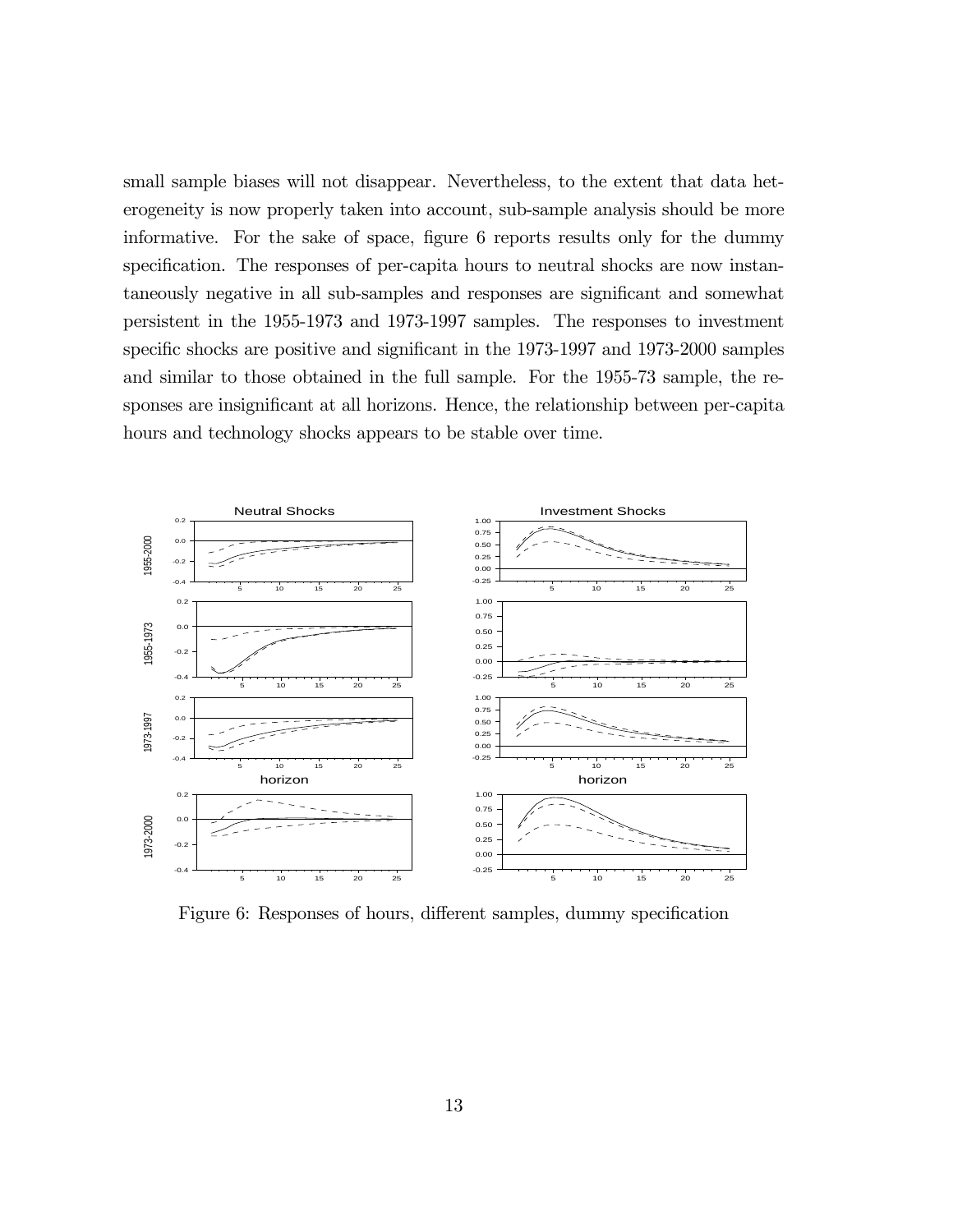small sample biases will not disappear. Nevertheless, to the extent that data heterogeneity is now properly taken into account, sub-sample analysis should be more informative. For the sake of space, figure 6 reports results only for the dummy specification. The responses of per-capita hours to neutral shocks are now instantaneously negative in all sub-samples and responses are significant and somewhat persistent in the 1955-1973 and 1973-1997 samples. The responses to investment specific shocks are positive and significant in the 1973-1997 and 1973-2000 samples and similar to those obtained in the full sample. For the 1955-73 sample, the responses are insignificant at all horizons. Hence, the relationship between per-capita hours and technology shocks appears to be stable over time.

Figure 6: Responses of hours, different samples, dummy specification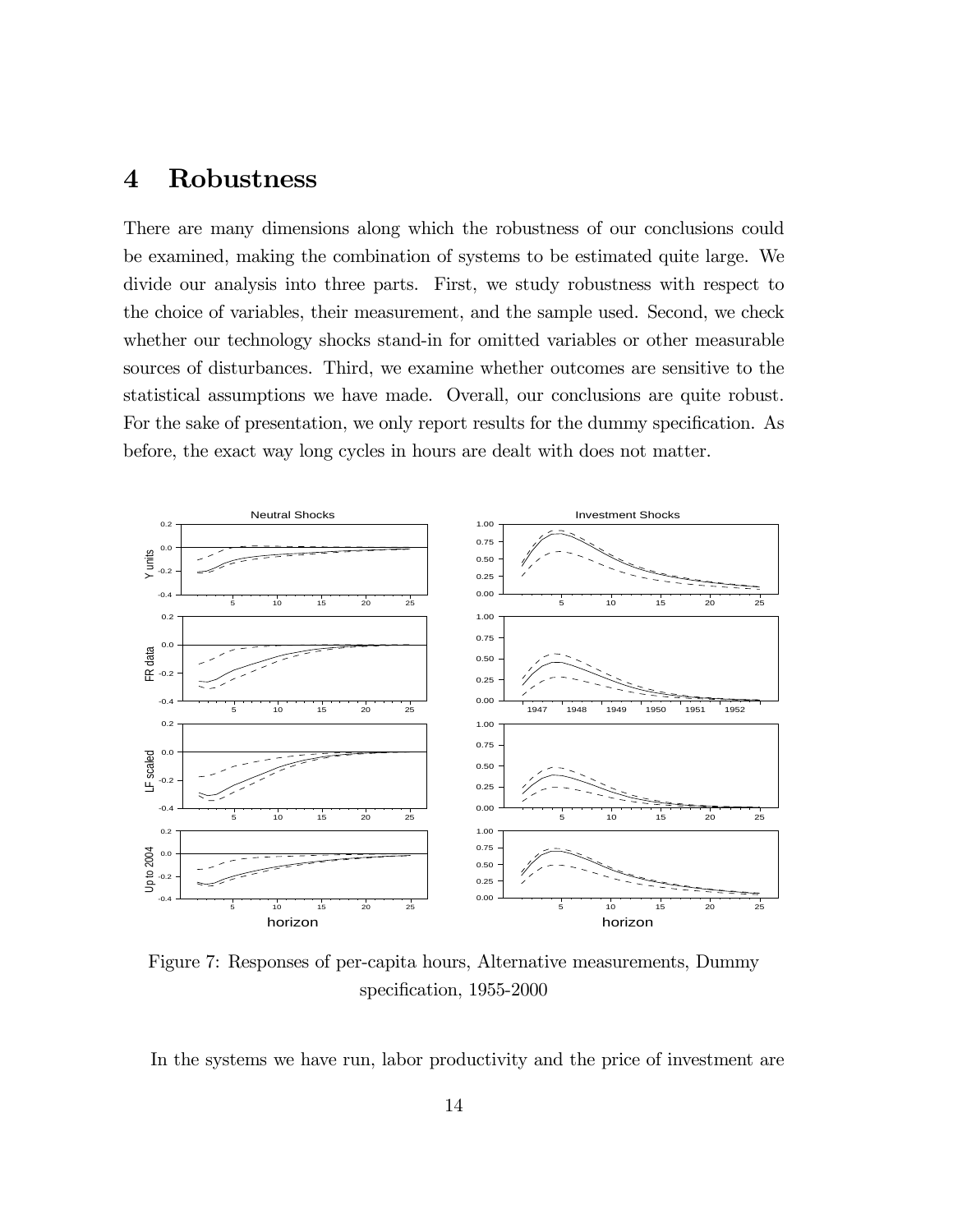# 4 Robustness

There are many dimensions along which the robustness of our conclusions could be examined, making the combination of systems to be estimated quite large. We divide our analysis into three parts. First, we study robustness with respect to the choice of variables, their measurement, and the sample used. Second, we check whether our technology shocks stand-in for omitted variables or other measurable sources of disturbances. Third, we examine whether outcomes are sensitive to the statistical assumptions we have made. Overall, our conclusions are quite robust. For the sake of presentation, we only report results for the dummy specification. As before, the exact way long cycles in hours are dealt with does not matter.

Figure 7: Responses of per-capita hours, Alternative measurements, Dummy specification, 1955-2000

In the systems we have run, labor productivity and the price of investment are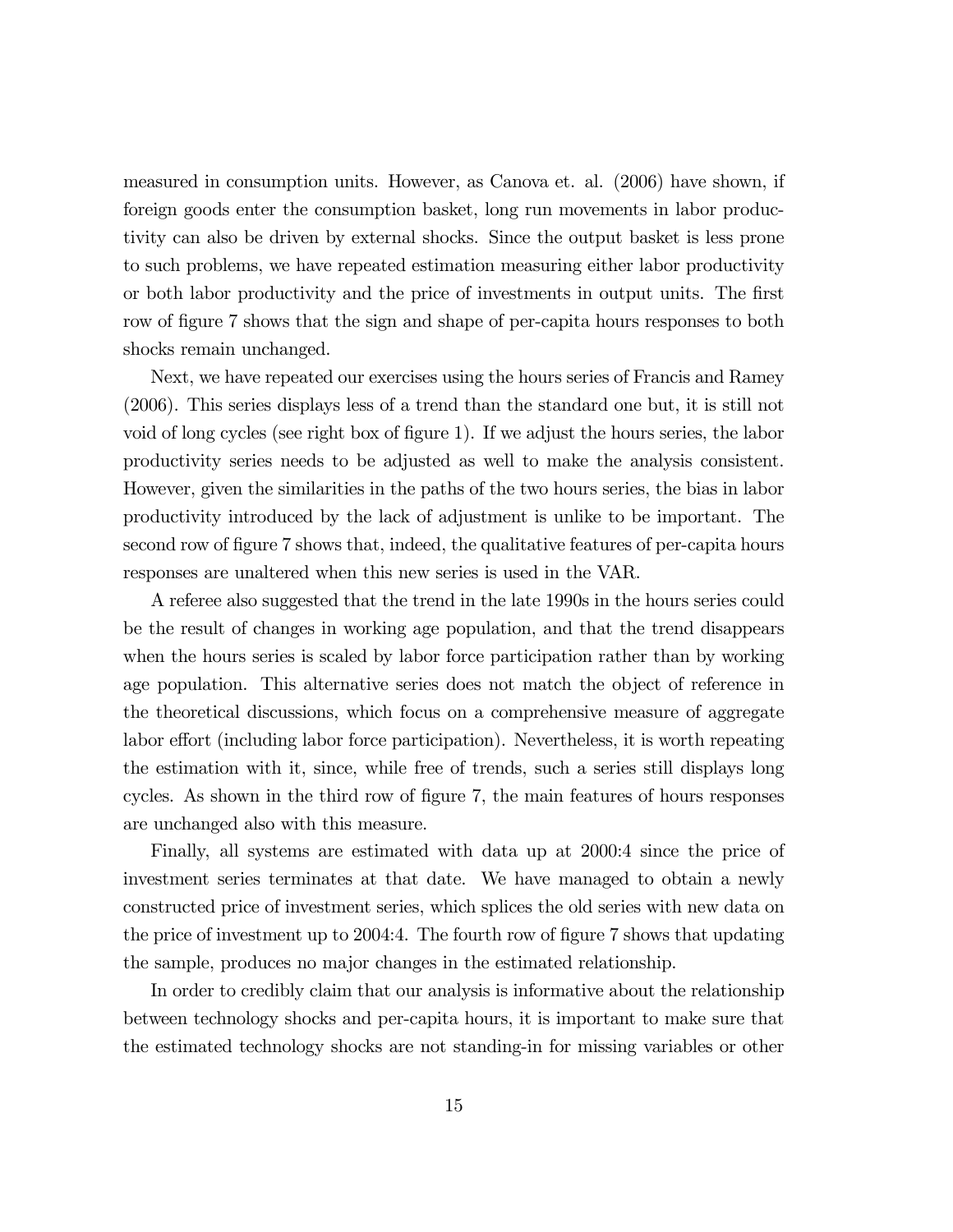measured in consumption units. However, as Canova et. al. (2006) have shown, if foreign goods enter the consumption basket, long run movements in labor productivity can also be driven by external shocks. Since the output basket is less prone to such problems, we have repeated estimation measuring either labor productivity or both labor productivity and the price of investments in output units. The first row of figure 7 shows that the sign and shape of per-capita hours responses to both shocks remain unchanged.

Next, we have repeated our exercises using the hours series of Francis and Ramey (2006). This series displays less of a trend than the standard one but, it is still not void of long cycles (see right box of figure 1). If we adjust the hours series, the labor productivity series needs to be adjusted as well to make the analysis consistent. However, given the similarities in the paths of the two hours series, the bias in labor productivity introduced by the lack of adjustment is unlike to be important. The second row of figure 7 shows that, indeed, the qualitative features of per-capita hours responses are unaltered when this new series is used in the VAR.

A referee also suggested that the trend in the late 1990s in the hours series could be the result of changes in working age population, and that the trend disappears when the hours series is scaled by labor force participation rather than by working age population. This alternative series does not match the object of reference in the theoretical discussions, which focus on a comprehensive measure of aggregate labor effort (including labor force participation). Nevertheless, it is worth repeating the estimation with it, since, while free of trends, such a series still displays long cycles. As shown in the third row of figure 7, the main features of hours responses are unchanged also with this measure.

Finally, all systems are estimated with data up at 2000:4 since the price of investment series terminates at that date. We have managed to obtain a newly constructed price of investment series, which splices the old series with new data on the price of investment up to 2004:4. The fourth row of figure 7 shows that updating the sample, produces no major changes in the estimated relationship.

In order to credibly claim that our analysis is informative about the relationship between technology shocks and per-capita hours, it is important to make sure that the estimated technology shocks are not standing-in for missing variables or other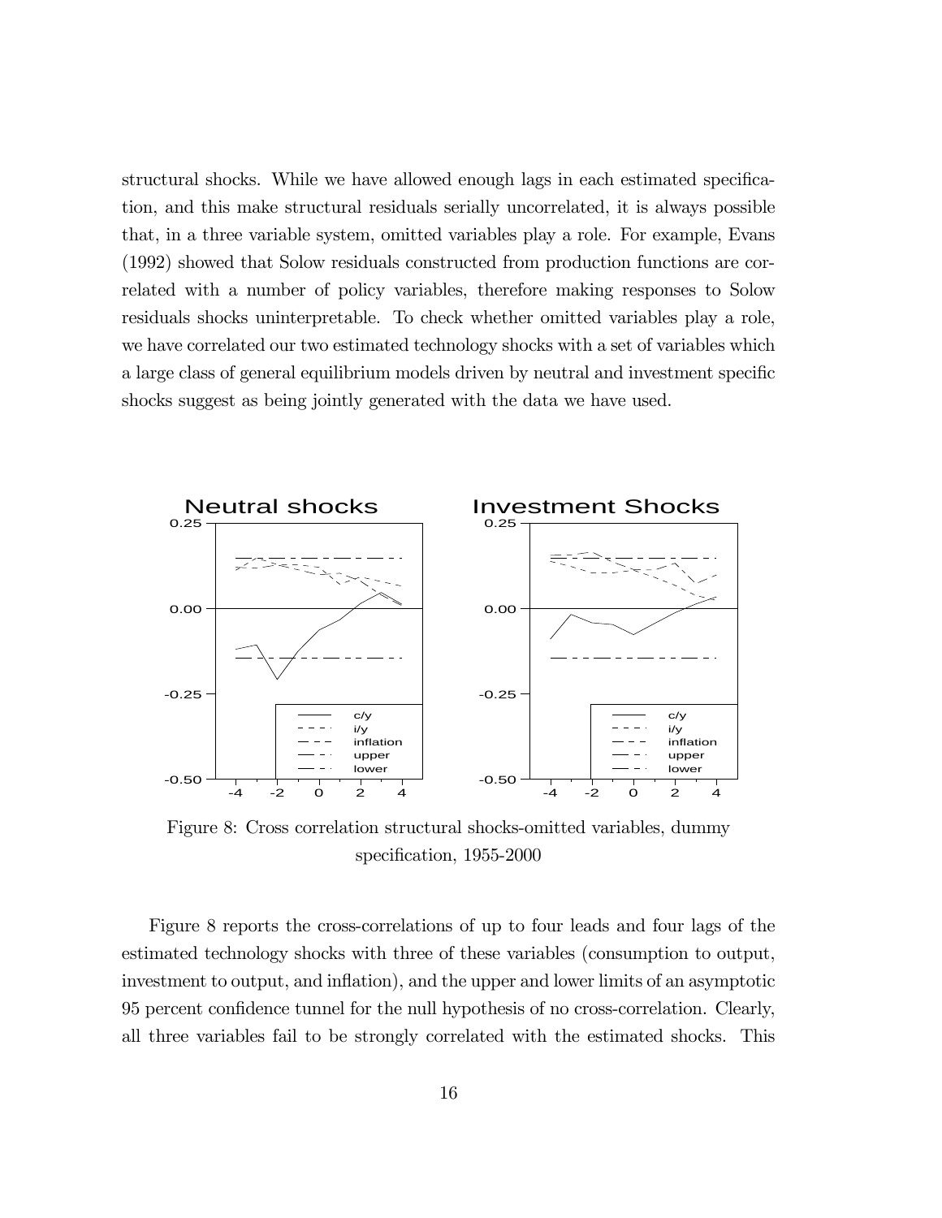structural shocks. While we have allowed enough lags in each estimated specification, and this make structural residuals serially uncorrelated, it is always possible that, in a three variable system, omitted variables play a role. For example, Evans (1992) showed that Solow residuals constructed from production functions are correlated with a number of policy variables, therefore making responses to Solow residuals shocks uninterpretable. To check whether omitted variables play a role, we have correlated our two estimated technology shocks with a set of variables which a large class of general equilibrium models driven by neutral and investment specific shocks suggest as being jointly generated with the data we have used.

Figure 8: Cross correlation structural shocks-omitted variables, dummy specification, 1955-2000

Figure 8 reports the cross-correlations of up to four leads and four lags of the estimated technology shocks with three of these variables (consumption to output, investment to output, and inflation), and the upper and lower limits of an asymptotic 95 percent confidence tunnel for the null hypothesis of no cross-correlation. Clearly, all three variables fail to be strongly correlated with the estimated shocks. This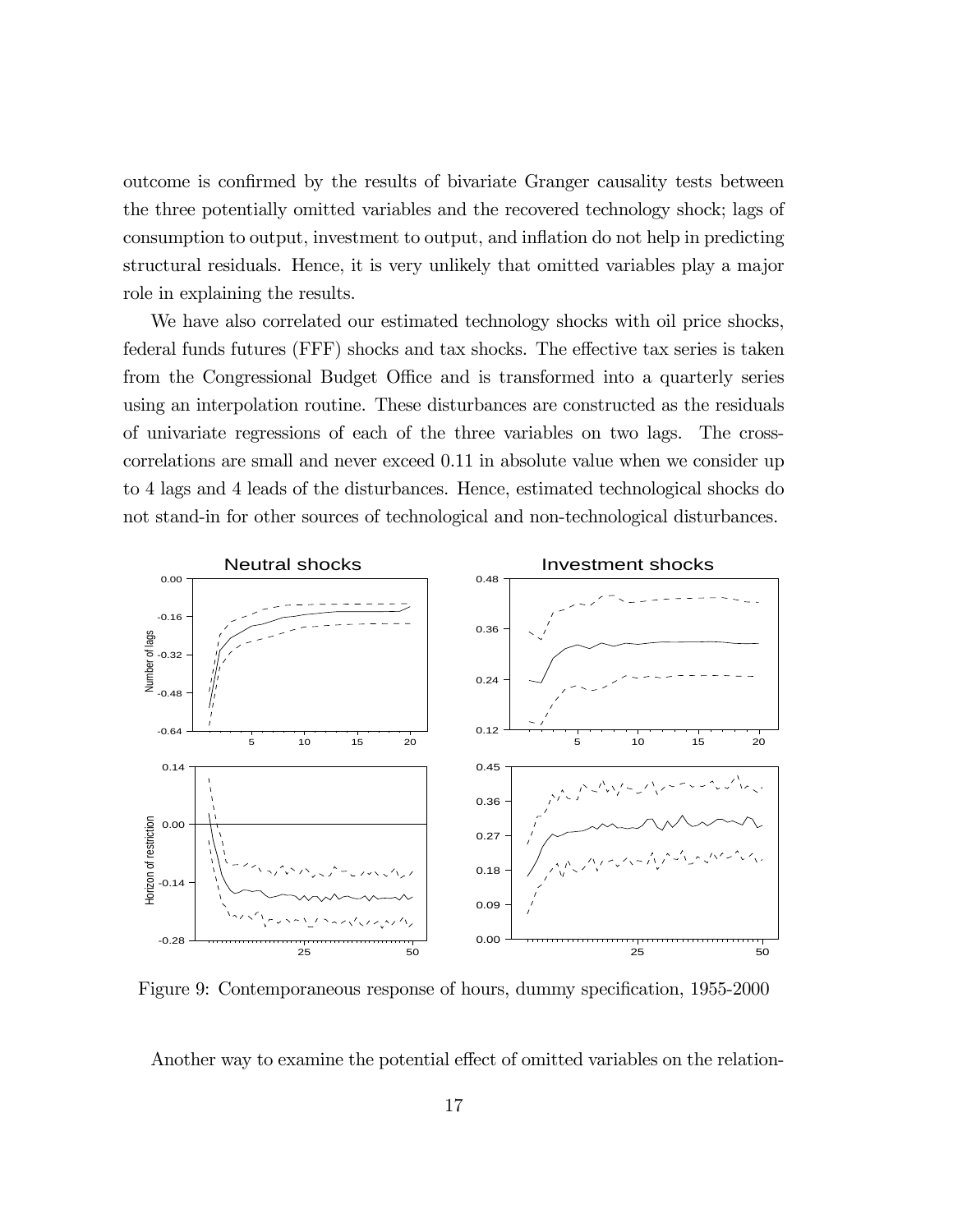outcome is confirmed by the results of bivariate Granger causality tests between the three potentially omitted variables and the recovered technology shock; lags of consumption to output, investment to output, and inflation do not help in predicting structural residuals. Hence, it is very unlikely that omitted variables play a major role in explaining the results.

We have also correlated our estimated technology shocks with oil price shocks, federal funds futures (FFF) shocks and tax shocks. The effective tax series is taken from the Congressional Budget Office and is transformed into a quarterly series using an interpolation routine. These disturbances are constructed as the residuals of univariate regressions of each of the three variables on two lags. The cross-correlations are small and never exceed 0.11 in absolute value when we consider up to 4 lags and 4 leads of the disturbances. Hence, estimated technological shocks do not stand-in for other sources of technological and non-technological disturbances.

Figure 9: Contemporaneous response of hours, dummy specification, 1955-2000

Another way to examine the potential effect of omitted variables on the relation-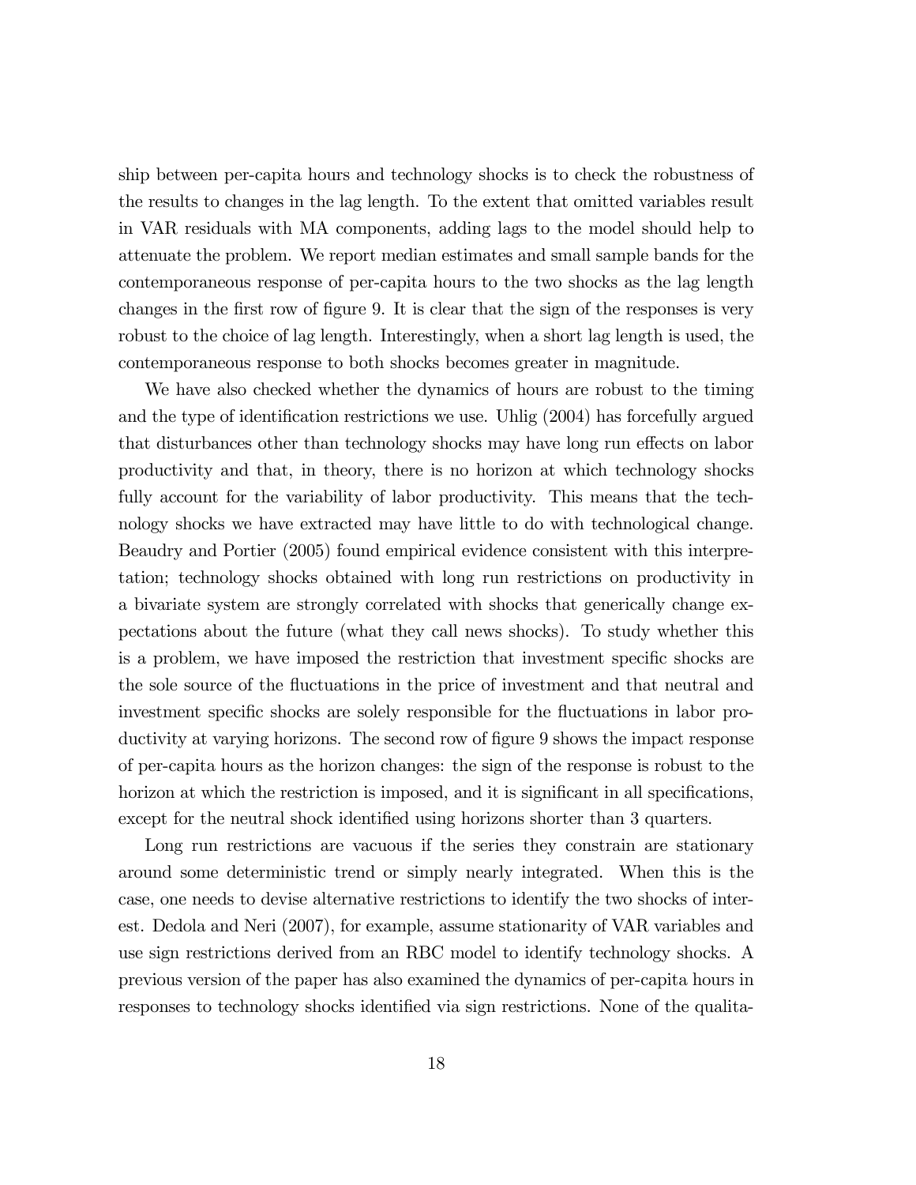ship between per-capita hours and technology shocks is to check the robustness of the results to changes in the lag length. To the extent that omitted variables result in VAR residuals with MA components, adding lags to the model should help to attenuate the problem. We report median estimates and small sample bands for the contemporaneous response of per-capita hours to the two shocks as the lag length changes in the first row of figure 9. It is clear that the sign of the responses is very robust to the choice of lag length. Interestingly, when a short lag length is used, the contemporaneous response to both shocks becomes greater in magnitude.

We have also checked whether the dynamics of hours are robust to the timing and the type of identification restrictions we use. Uhlig (2004) has forcefully argued that disturbances other than technology shocks may have long run effects on labor productivity and that, in theory, there is no horizon at which technology shocks fully account for the variability of labor productivity. This means that the technology shocks we have extracted may have little to do with technological change. Beaudry and Portier (2005) found empirical evidence consistent with this interpretation; technology shocks obtained with long run restrictions on productivity in a bivariate system are strongly correlated with shocks that generically change expectations about the future (what they call news shocks). To study whether this is a problem, we have imposed the restriction that investment specific shocks are the sole source of the fluctuations in the price of investment and that neutral and investment specific shocks are solely responsible for the fluctuations in labor productivity at varying horizons. The second row of figure 9 shows the impact response of per-capita hours as the horizon changes: the sign of the response is robust to the horizon at which the restriction is imposed, and it is significant in all specifications, except for the neutral shock identified using horizons shorter than 3 quarters.

Long run restrictions are vacuous if the series they constrain are stationary around some deterministic trend or simply nearly integrated. When this is the case, one needs to devise alternative restrictions to identify the two shocks of interest. Dedola and Neri (2007), for example, assume stationarity of VAR variables and use sign restrictions derived from an RBC model to identify technology shocks. A previous version of the paper has also examined the dynamics of per-capita hours in responses to technology shocks identified via sign restrictions. None of the qualita-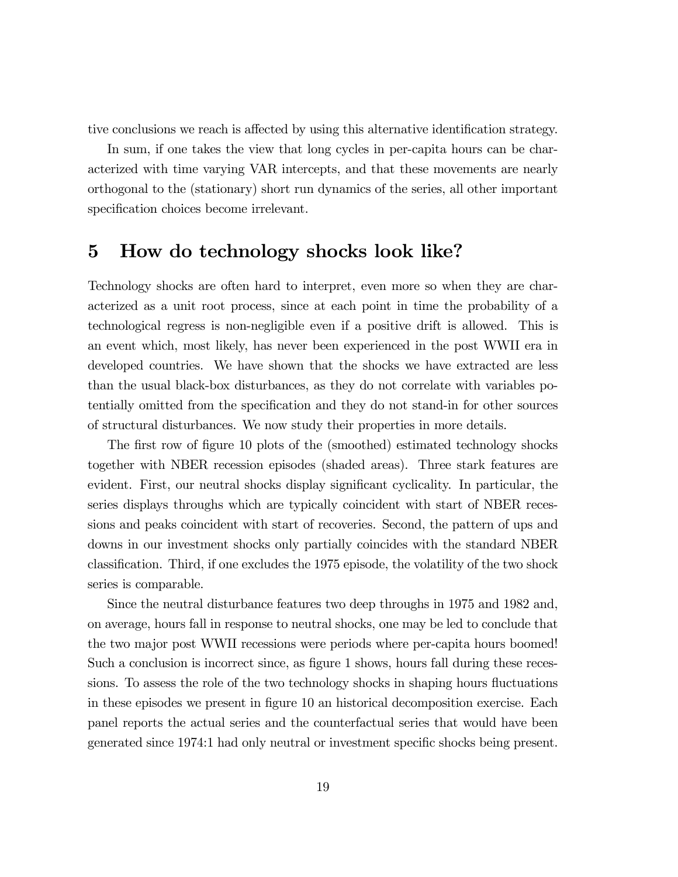tive conclusions we reach is affected by using this alternative identification strategy.

In sum, if one takes the view that long cycles in per-capita hours can be characterized with time varying VAR intercepts, and that these movements are nearly orthogonal to the (stationary) short run dynamics of the series, all other important specification choices become irrelevant.

# 5 How do technology shocks look like?

Technology shocks are often hard to interpret, even more so when they are characterized as a unit root process, since at each point in time the probability of a technological regress is non-negligible even if a positive drift is allowed. This is an event which, most likely, has never been experienced in the post WWII era in developed countries. We have shown that the shocks we have extracted are less than the usual black-box disturbances, as they do not correlate with variables potentially omitted from the specification and they do not stand-in for other sources of structural disturbances. We now study their properties in more details.

The first row of figure 10 plots of the (smoothed) estimated technology shocks together with NBER recession episodes (shaded areas). Three stark features are evident. First, our neutral shocks display significant cyclicality. In particular, the series displays throughs which are typically coincident with start of NBER recessions and peaks coincident with start of recoveries. Second, the pattern of ups and downs in our investment shocks only partially coincides with the standard NBER classification. Third, if one excludes the 1975 episode, the volatility of the two shock series is comparable.

Since the neutral disturbance features two deep throughs in 1975 and 1982 and, on average, hours fall in response to neutral shocks, one may be led to conclude that the two major post WWII recessions were periods where per-capita hours boomed! Such a conclusion is incorrect since, as figure 1 shows, hours fall during these recessions. To assess the role of the two technology shocks in shaping hours fluctuations in these episodes we present in figure 10 an historical decomposition exercise. Each panel reports the actual series and the counterfactual series that would have been generated since 1974:1 had only neutral or investment specific shocks being present.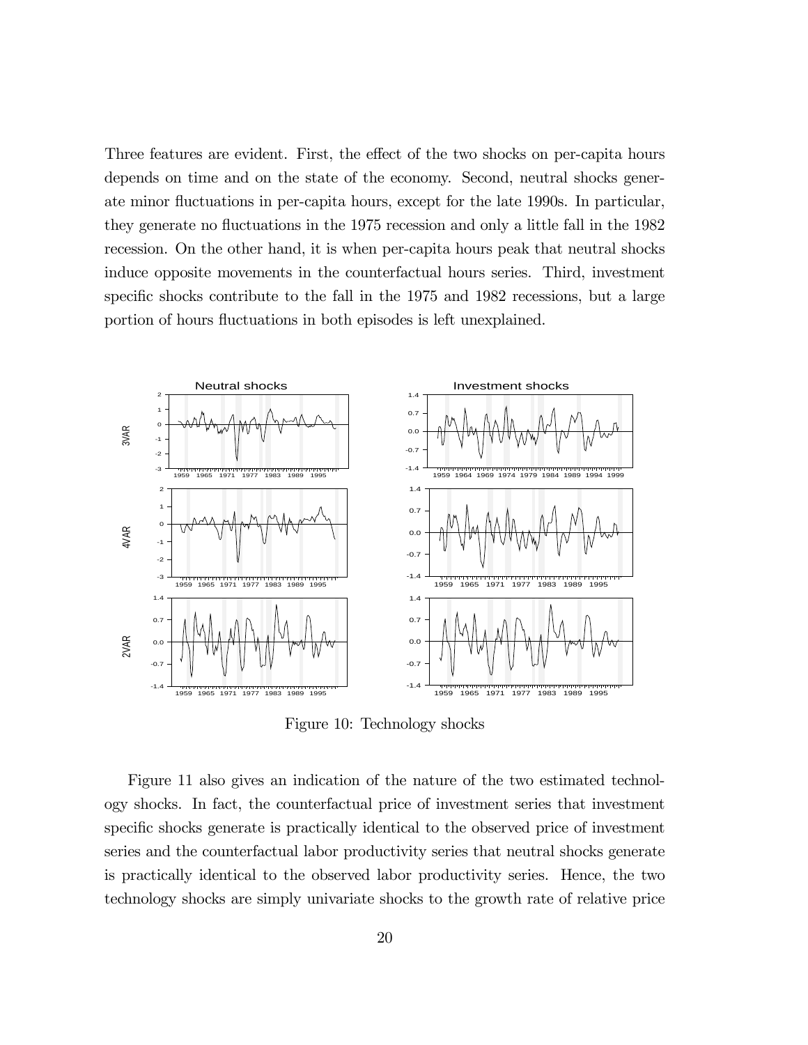Three features are evident. First, the effect of the two shocks on per-capita hours depends on time and on the state of the economy. Second, neutral shocks generate minor fluctuations in per-capita hours, except for the late 1990s. In particular, they generate no fluctuations in the 1975 recession and only a little fall in the 1982 recession. On the other hand, it is when per-capita hours peak that neutral shocks induce opposite movements in the counterfactual hours series. Third, investment specific shocks contribute to the fall in the 1975 and 1982 recessions, but a large portion of hours fluctuations in both episodes is left unexplained.

Figure 10: Technology shocks

Figure 11 also gives an indication of the nature of the two estimated technology shocks. In fact, the counterfactual price of investment series that investment specific shocks generate is practically identical to the observed price of investment series and the counterfactual labor productivity series that neutral shocks generate is practically identical to the observed labor productivity series. Hence, the two technology shocks are simply univariate shocks to the growth rate of relative price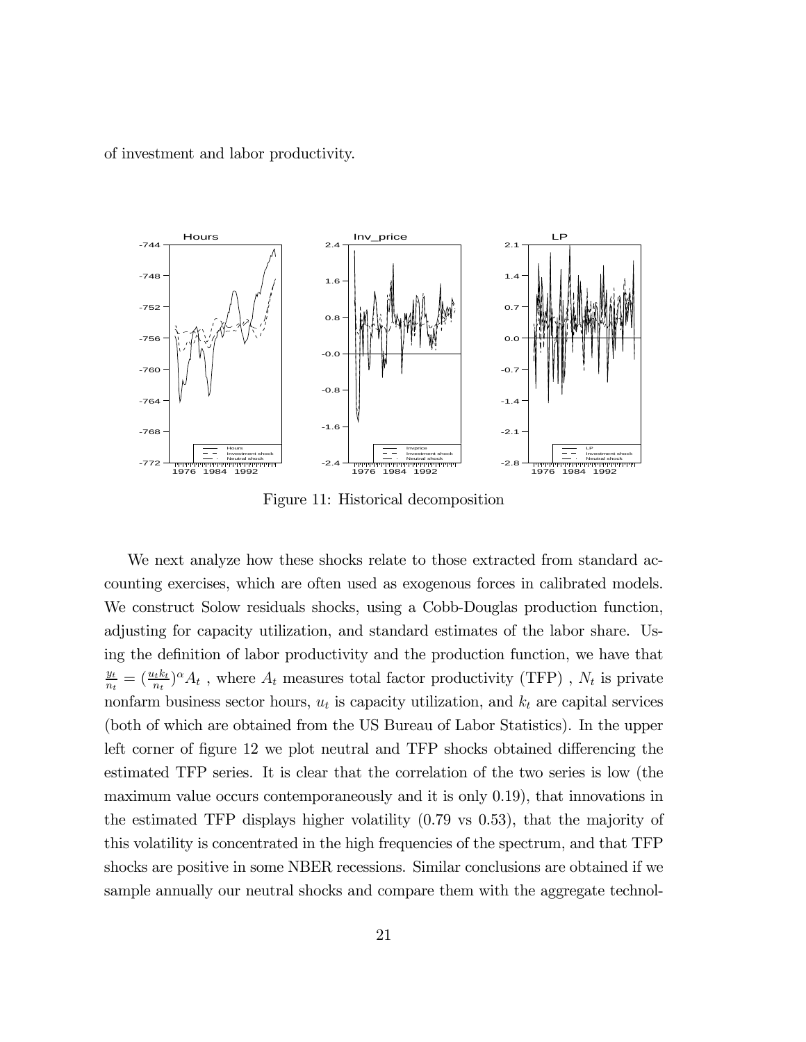of investment and labor productivity.

Figure 11: Historical decomposition

We next analyze how these shocks relate to those extracted from standard accounting exercises, which are often used as exogenous forces in calibrated models. We construct Solow residuals shocks, using a Cobb-Douglas production function, adjusting for capacity utilization, and standard estimates of the labor share. Using the definition of labor productivity and the production function, we have that $\frac{y_t}{n_t} = (\frac{u_t k_t}{n_t})^{\alpha} A_t$ , where $A_t$ measures total factor productivity (TFP) , $N_t$ is private nonfarm business sector hours, $u_t$ is capacity utilization, and $k_t$ are capital services (both of which are obtained from the US Bureau of Labor Statistics). In the upper left corner of figure 12 we plot neutral and TFP shocks obtained differencing the estimated TFP series. It is clear that the correlation of the two series is low (the maximum value occurs contemporaneously and it is only 0.19), that innovations in the estimated TFP displays higher volatility (0.79 vs 0.53), that the majority of this volatility is concentrated in the high frequencies of the spectrum, and that TFP shocks are positive in some NBER recessions. Similar conclusions are obtained if we sample annually our neutral shocks and compare them with the aggregate technol-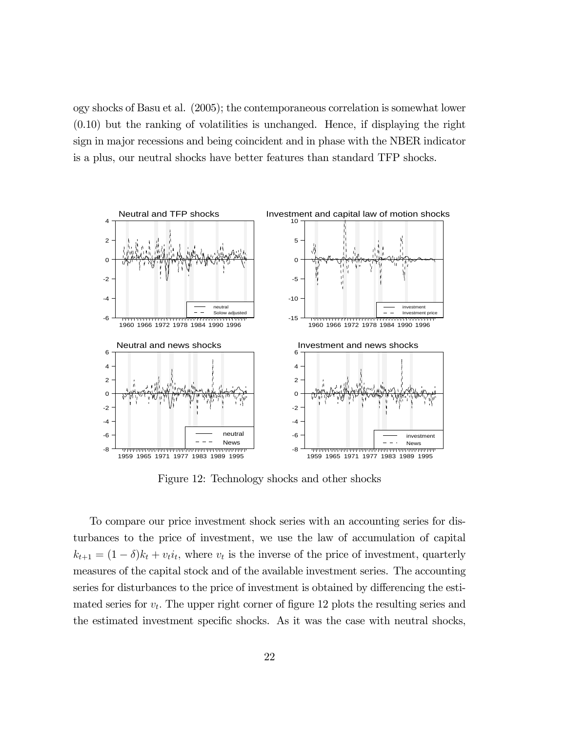ogy shocks of Basu et al. (2005); the contemporaneous correlation is somewhat lower (0.10) but the ranking of volatilities is unchanged. Hence, if displaying the right sign in major recessions and being coincident and in phase with the NBER indicator is a plus, our neutral shocks have better features than standard TFP shocks.

Figure 12: Technology shocks and other shocks

To compare our price investment shock series with an accounting series for disturbances to the price of investment, we use the law of accumulation of capital $k_{t+1} = (1 - \delta)k_t + v_t i_t$, where $v_t$ is the inverse of the price of investment, quarterly measures of the capital stock and of the available investment series. The accounting series for disturbances to the price of investment is obtained by differencing the estimated series for $v_t$. The upper right corner of figure 12 plots the resulting series and the estimated investment specific shocks. As it was the case with neutral shocks,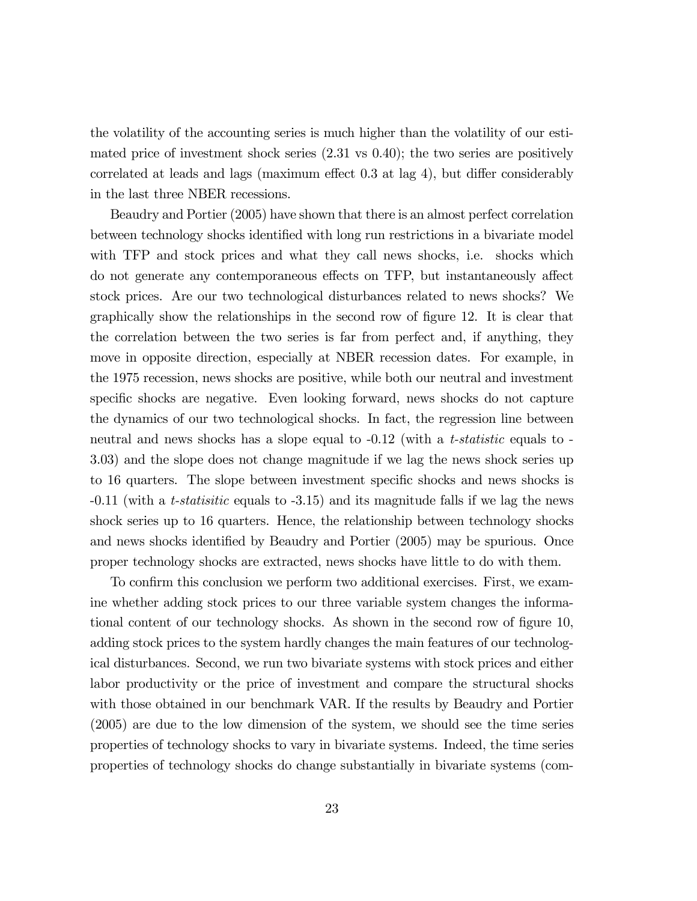the volatility of the accounting series is much higher than the volatility of our estimated price of investment shock series (2.31 vs 0.40); the two series are positively correlated at leads and lags (maximum effect 0.3 at lag 4), but differ considerably in the last three NBER recessions.

Beaudry and Portier (2005) have shown that there is an almost perfect correlation between technology shocks identified with long run restrictions in a bivariate model with TFP and stock prices and what they call news shocks, i.e. shocks which do not generate any contemporaneous effects on TFP, but instantaneously affect stock prices. Are our two technological disturbances related to news shocks? We graphically show the relationships in the second row of figure 12. It is clear that the correlation between the two series is far from perfect and, if anything, they move in opposite direction, especially at NBER recession dates. For example, in the 1975 recession, news shocks are positive, while both our neutral and investment specific shocks are negative. Even looking forward, news shocks do not capture the dynamics of our two technological shocks. In fact, the regression line between neutral and news shocks has a slope equal to -0.12 (with a *t-statistic* equals to -3.03) and the slope does not change magnitude if we lag the news shock series up to 16 quarters. The slope between investment specific shocks and news shocks is -0.11 (with a *t-statisitic* equals to -3.15) and its magnitude falls if we lag the news shock series up to 16 quarters. Hence, the relationship between technology shocks and news shocks identified by Beaudry and Portier (2005) may be spurious. Once proper technology shocks are extracted, news shocks have little to do with them.

To confirm this conclusion we perform two additional exercises. First, we examine whether adding stock prices to our three variable system changes the informational content of our technology shocks. As shown in the second row of figure 10, adding stock prices to the system hardly changes the main features of our technological disturbances. Second, we run two bivariate systems with stock prices and either labor productivity or the price of investment and compare the structural shocks with those obtained in our benchmark VAR. If the results by Beaudry and Portier (2005) are due to the low dimension of the system, we should see the time series properties of technology shocks to vary in bivariate systems. Indeed, the time series properties of technology shocks do change substantially in bivariate systems (com-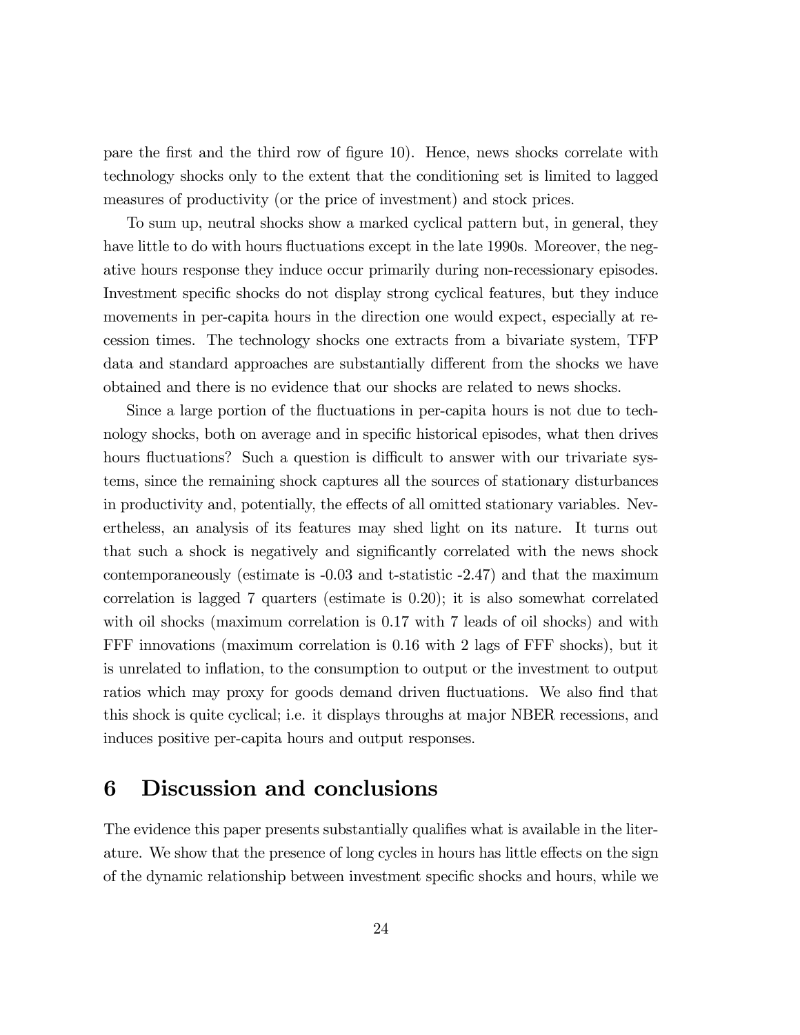pare the first and the third row of figure 10). Hence, news shocks correlate with technology shocks only to the extent that the conditioning set is limited to lagged measures of productivity (or the price of investment) and stock prices.

To sum up, neutral shocks show a marked cyclical pattern but, in general, they have little to do with hours fluctuations except in the late 1990s. Moreover, the negative hours response they induce occur primarily during non-recessionary episodes. Investment specific shocks do not display strong cyclical features, but they induce movements in per-capita hours in the direction one would expect, especially at recession times. The technology shocks one extracts from a bivariate system, TFP data and standard approaches are substantially different from the shocks we have obtained and there is no evidence that our shocks are related to news shocks.

Since a large portion of the fluctuations in per-capita hours is not due to technology shocks, both on average and in specific historical episodes, what then drives hours fluctuations? Such a question is difficult to answer with our trivariate systems, since the remaining shock captures all the sources of stationary disturbances in productivity and, potentially, the effects of all omitted stationary variables. Nevertheless, an analysis of its features may shed light on its nature. It turns out that such a shock is negatively and significantly correlated with the news shock contemporaneously (estimate is -0.03 and t-statistic -2.47) and that the maximum correlation is lagged 7 quarters (estimate is 0.20); it is also somewhat correlated with oil shocks (maximum correlation is 0.17 with 7 leads of oil shocks) and with FFF innovations (maximum correlation is 0.16 with 2 lags of FFF shocks), but it is unrelated to inflation, to the consumption to output or the investment to output ratios which may proxy for goods demand driven fluctuations. We also find that this shock is quite cyclical; i.e. it displays throughs at major NBER recessions, and induces positive per-capita hours and output responses.

# 6 Discussion and conclusions

The evidence this paper presents substantially qualifies what is available in the literature. We show that the presence of long cycles in hours has little effects on the sign of the dynamic relationship between investment specific shocks and hours, while we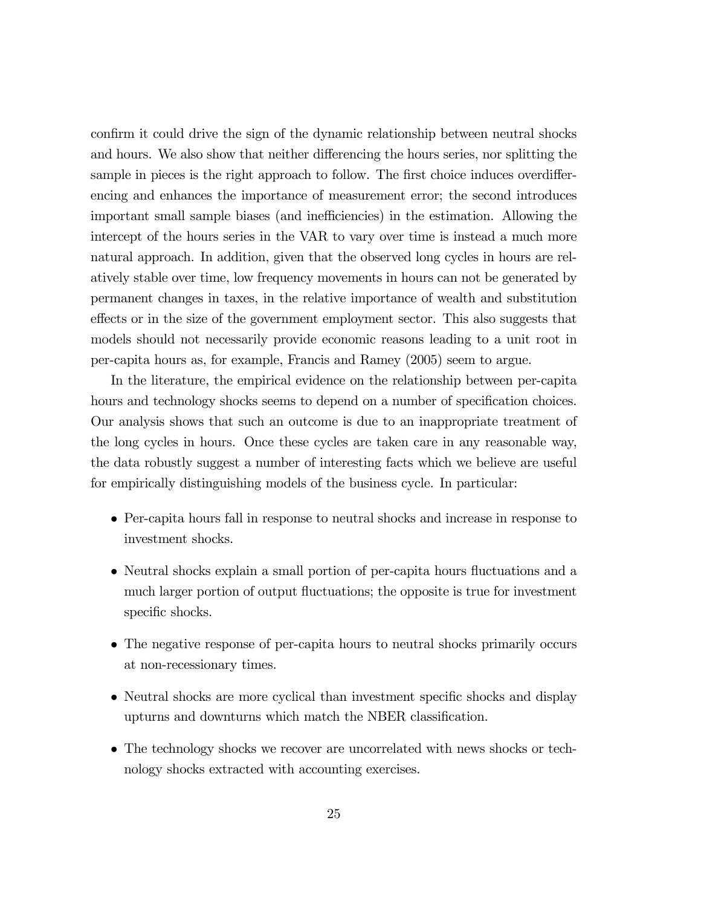confirm it could drive the sign of the dynamic relationship between neutral shocks and hours. We also show that neither differencing the hours series, nor splitting the sample in pieces is the right approach to follow. The first choice induces overdifferencing and enhances the importance of measurement error; the second introduces important small sample biases (and inefficiencies) in the estimation. Allowing the intercept of the hours series in the VAR to vary over time is instead a much more natural approach. In addition, given that the observed long cycles in hours are relatively stable over time, low frequency movements in hours can not be generated by permanent changes in taxes, in the relative importance of wealth and substitution effects or in the size of the government employment sector. This also suggests that models should not necessarily provide economic reasons leading to a unit root in per-capita hours as, for example, Francis and Ramey (2005) seem to argue.

In the literature, the empirical evidence on the relationship between per-capita hours and technology shocks seems to depend on a number of specification choices. Our analysis shows that such an outcome is due to an inappropriate treatment of the long cycles in hours. Once these cycles are taken care in any reasonable way, the data robustly suggest a number of interesting facts which we believe are useful for empirically distinguishing models of the business cycle. In particular:

- Per-capita hours fall in response to neutral shocks and increase in response to investment shocks.
- Neutral shocks explain a small portion of per-capita hours fluctuations and a much larger portion of output fluctuations; the opposite is true for investment specific shocks.
- The negative response of per-capita hours to neutral shocks primarily occurs at non-recessionary times.
- Neutral shocks are more cyclical than investment specific shocks and display upturns and downturns which match the NBER classification.
- The technology shocks we recover are uncorrelated with news shocks or technology shocks extracted with accounting exercises.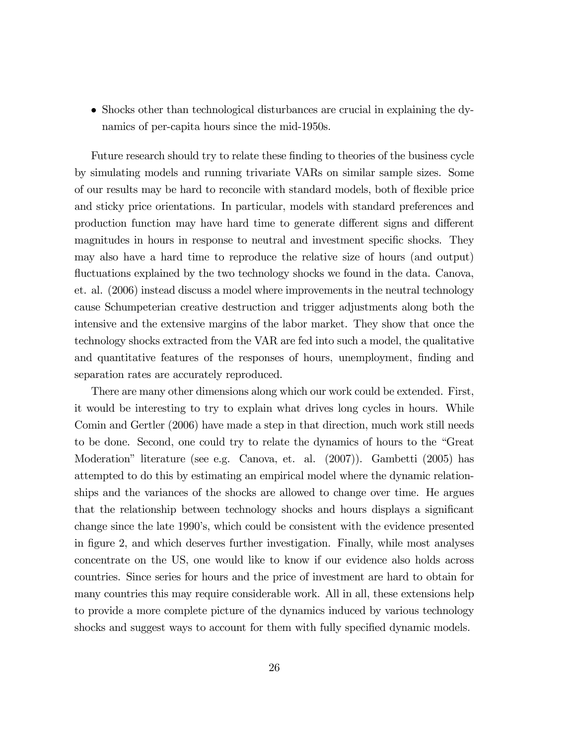- Shocks other than technological disturbances are crucial in explaining the dynamics of per-capita hours since the mid-1950s.

Future research should try to relate these finding to theories of the business cycle by simulating models and running trivariate VARs on similar sample sizes. Some of our results may be hard to reconcile with standard models, both of flexible price and sticky price orientations. In particular, models with standard preferences and production function may have hard time to generate different signs and different magnitudes in hours in response to neutral and investment specific shocks. They may also have a hard time to reproduce the relative size of hours (and output) fluctuations explained by the two technology shocks we found in the data. Canova, et. al. (2006) instead discuss a model where improvements in the neutral technology cause Schumpeterian creative destruction and trigger adjustments along both the intensive and the extensive margins of the labor market. They show that once the technology shocks extracted from the VAR are fed into such a model, the qualitative and quantitative features of the responses of hours, unemployment, finding and separation rates are accurately reproduced.

There are many other dimensions along which our work could be extended. First, it would be interesting to try to explain what drives long cycles in hours. While Comin and Gertler (2006) have made a step in that direction, much work still needs to be done. Second, one could try to relate the dynamics of hours to the "Great Moderation" literature (see e.g. Canova, et. al. (2007)). Gambetti (2005) has attempted to do this by estimating an empirical model where the dynamic relationships and the variances of the shocks are allowed to change over time. He argues that the relationship between technology shocks and hours displays a significant change since the late 1990's, which could be consistent with the evidence presented in figure 2, and which deserves further investigation. Finally, while most analyses concentrate on the US, one would like to know if our evidence also holds across countries. Since series for hours and the price of investment are hard to obtain for many countries this may require considerable work. All in all, these extensions help to provide a more complete picture of the dynamics induced by various technology shocks and suggest ways to account for them with fully specified dynamic models.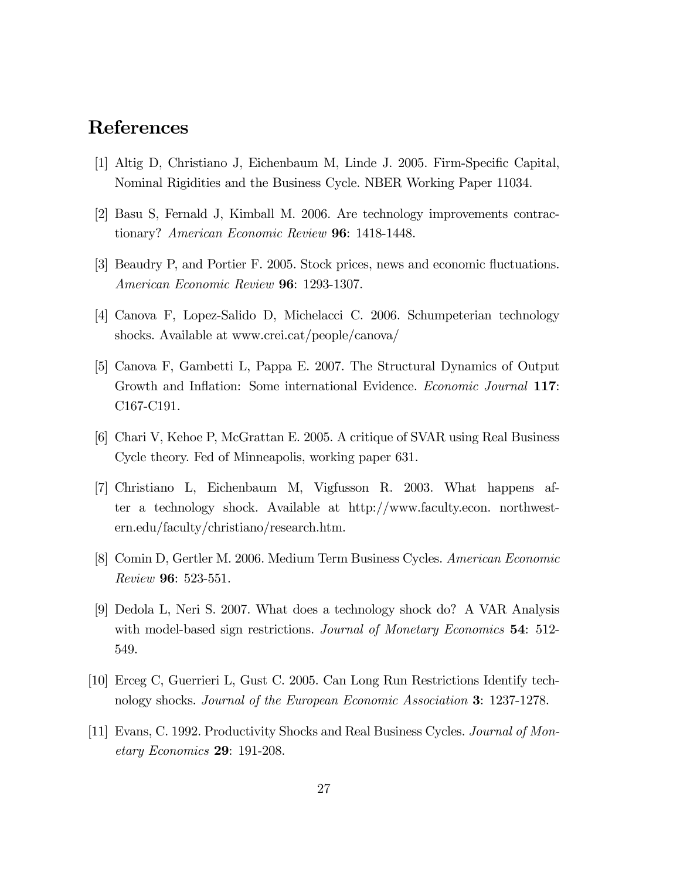# References

[1] Altig D, Christiano J, Eichenbaum M, Linde J. 2005. Firm-Specific Capital, Nominal Rigidities and the Business Cycle. NBER Working Paper 11034.

[2] Basu S, Fernald J, Kimball M. 2006. Are technology improvements contractionary? *American Economic Review* **96**: 1418-1448.

[3] Beaudry P, and Portier F. 2005. Stock prices, news and economic fluctuations. *American Economic Review* **96**: 1293-1307.

[4] Canova F, Lopez-Salido D, Michelacci C. 2006. Schumpeterian technology shocks. Available at www.crei.cat/people/canova/

[5] Canova F, Gambetti L, Pappa E. 2007. The Structural Dynamics of Output Growth and Inflation: Some international Evidence. *Economic Journal* **117**: C167-C191.

[6] Chari V, Kehoe P, McGrattan E. 2005. A critique of SVAR using Real Business Cycle theory. Fed of Minneapolis, working paper 631.

[7] Christiano L, Eichenbaum M, Vigfusson R. 2003. What happens after a technology shock. Available at http://www.faculty.econ. northwestern.edu/faculty/christiano/research.htm.

[8] Comin D, Gertler M. 2006. Medium Term Business Cycles. *American Economic Review* **96**: 523-551.

[9] Dedola L, Neri S. 2007. What does a technology shock do? A VAR Analysis with model-based sign restrictions. *Journal of Monetary Economics* **54**: 512-549.

[10] Erceg C, Guerrieri L, Gust C. 2005. Can Long Run Restrictions Identify technology shocks. *Journal of the European Economic Association* **3**: 1237-1278.

[11] Evans, C. 1992. Productivity Shocks and Real Business Cycles. *Journal of Monetary Economics* **29**: 191-208.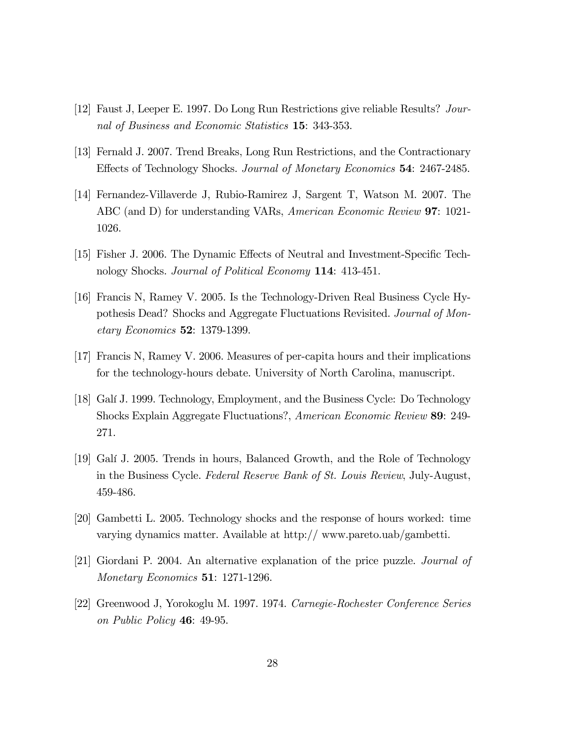[12] Faust J, Leeper E. 1997. Do Long Run Restrictions give reliable Results? *Journal of Business and Economic Statistics* **15**: 343-353.

[13] Fernald J. 2007. Trend Breaks, Long Run Restrictions, and the Contractionary Effects of Technology Shocks. *Journal of Monetary Economics* **54**: 2467-2485.

[14] Fernandez-Villaverde J, Rubio-Ramirez J, Sargent T, Watson M. 2007. The ABC (and D) for understanding VARs, *American Economic Review* **97**: 1021-1026.

[15] Fisher J. 2006. The Dynamic Effects of Neutral and Investment-Specific Technology Shocks. *Journal of Political Economy* **114**: 413-451.

[16] Francis N, Ramey V. 2005. Is the Technology-Driven Real Business Cycle Hypothesis Dead? Shocks and Aggregate Fluctuations Revisited. *Journal of Monetary Economics* **52**: 1379-1399.

[17] Francis N, Ramey V. 2006. Measures of per-capita hours and their implications for the technology-hours debate. University of North Carolina, manuscript.

[18] Galí J. 1999. Technology, Employment, and the Business Cycle: Do Technology Shocks Explain Aggregate Fluctuations?, *American Economic Review* **89**: 249-271.

[19] Galí J. 2005. Trends in hours, Balanced Growth, and the Role of Technology in the Business Cycle. *Federal Reserve Bank of St. Louis Review*, July-August, 459-486.

[20] Gambetti L. 2005. Technology shocks and the response of hours worked: time varying dynamics matter. Available at http:// www.pareto.uab/gambetti.

[21] Giordani P. 2004. An alternative explanation of the price puzzle. *Journal of Monetary Economics* **51**: 1271-1296.

[22] Greenwood J, Yorokoglu M. 1997. 1974. *Carnegie-Rochester Conference Series on Public Policy* **46**: 49-95.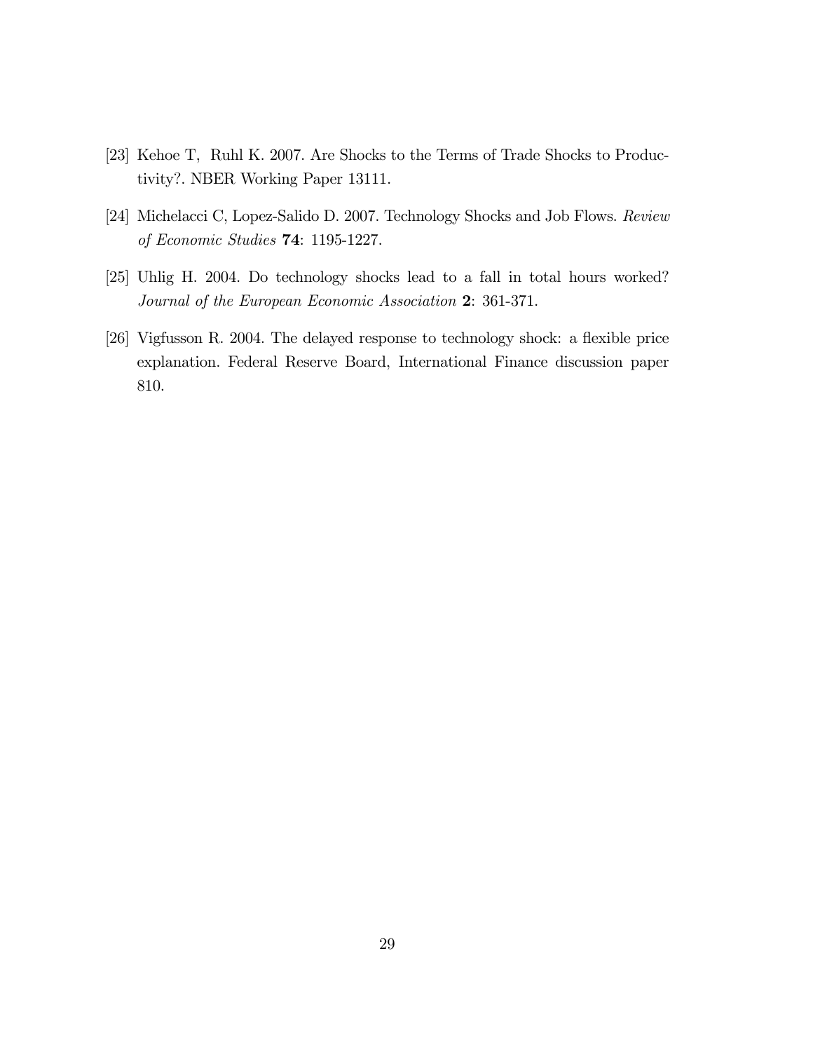[23] Kehoe T, Ruhl K. 2007. Are Shocks to the Terms of Trade Shocks to Productivity?. NBER Working Paper 13111.

[24] Michelacci C, Lopez-Salido D. 2007. Technology Shocks and Job Flows. *Review of Economic Studies* **74**: 1195-1227.

[25] Uhlig H. 2004. Do technology shocks lead to a fall in total hours worked? *Journal of the European Economic Association* **2**: 361-371.

[26] Vigfusson R. 2004. The delayed response to technology shock: a flexible price explanation. Federal Reserve Board, International Finance discussion paper 810.